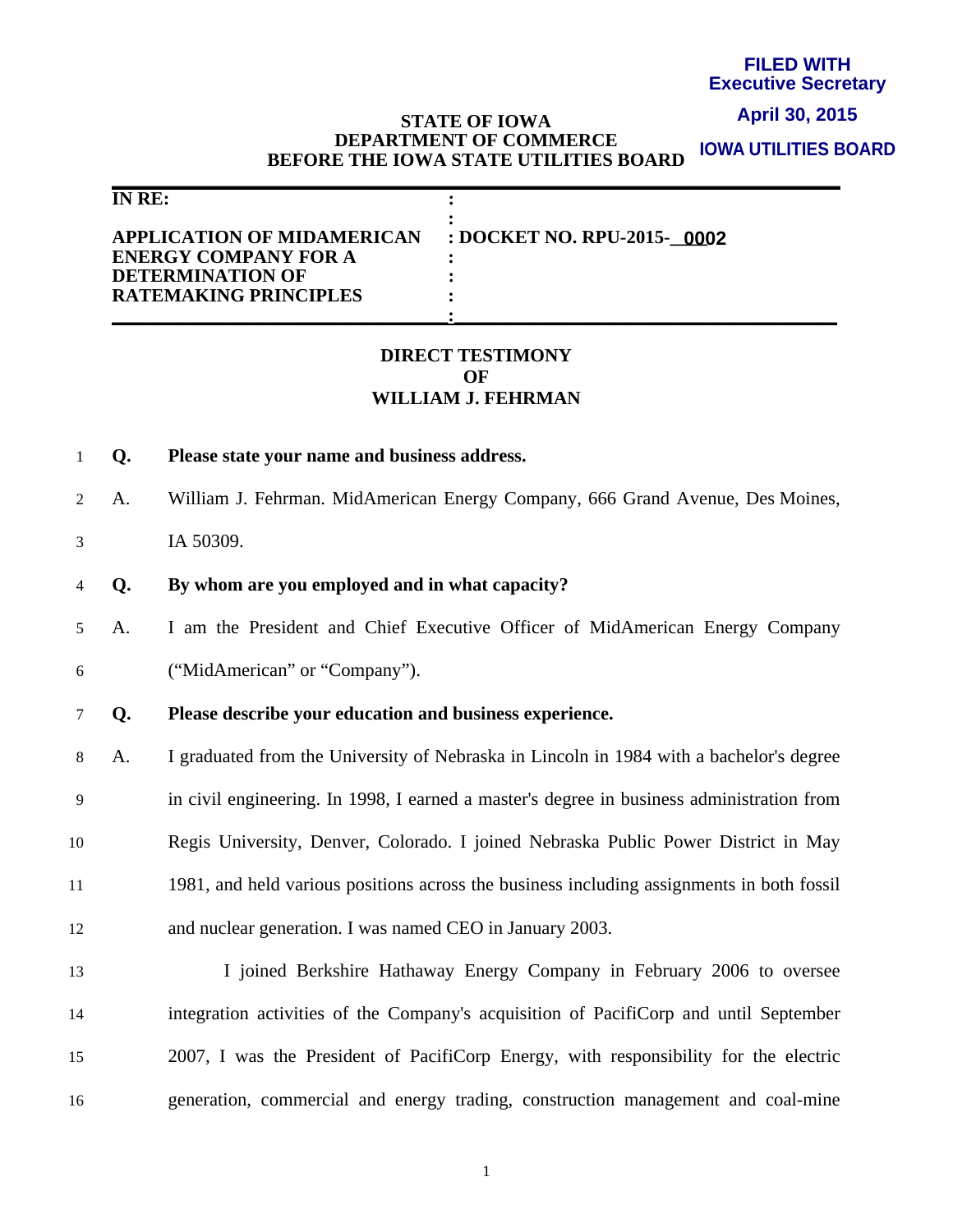**FILED WITH**
**Executive Secretary**

**April 30, 2015**

**IOWA UTILITIES BOARD**

**STATE OF IOWA**
**DEPARTMENT OF COMMERCE**
**BEFORE THE IOWA STATE UTILITIES BOARD**

| IN RE: | |
| --- | --- |
| APPLICATION OF MIDAMERICAN ENERGY COMPANY FOR A DETERMINATION OF RATEMAKING PRINCIPLES | DOCKET NO. RPU-2015-0002 |

**DIRECT TESTIMONY**
**OF**
**WILLIAM J. FEHRMAN**

**Q. Please state your name and business address.**

A. William J. Fehrman. MidAmerican Energy Company, 666 Grand Avenue, Des Moines, IA 50309.

**Q. By whom are you employed and in what capacity?**

A. I am the President and Chief Executive Officer of MidAmerican Energy Company ("MidAmerican" or "Company").

**Q. Please describe your education and business experience.**

A. I graduated from the University of Nebraska in Lincoln in 1984 with a bachelor's degree in civil engineering. In 1998, I earned a master's degree in business administration from Regis University, Denver, Colorado. I joined Nebraska Public Power District in May 1981, and held various positions across the business including assignments in both fossil and nuclear generation. I was named CEO in January 2003.

I joined Berkshire Hathaway Energy Company in February 2006 to oversee integration activities of the Company's acquisition of PacifiCorp and until September 2007, I was the President of PacifiCorp Energy, with responsibility for the electric generation, commercial and energy trading, construction management and coal-mine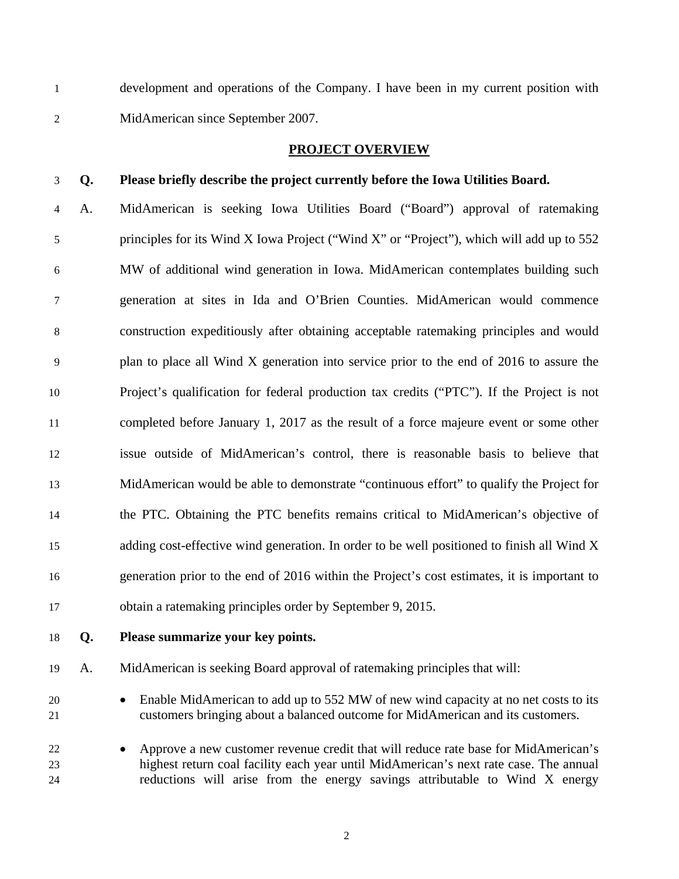development and operations of the Company. I have been in my current position with MidAmerican since September 2007.

## PROJECT OVERVIEW

**Q. Please briefly describe the project currently before the Iowa Utilities Board.**

A. MidAmerican is seeking Iowa Utilities Board ("Board") approval of ratemaking principles for its Wind X Iowa Project ("Wind X" or "Project"), which will add up to 552 MW of additional wind generation in Iowa. MidAmerican contemplates building such generation at sites in Ida and O'Brien Counties. MidAmerican would commence construction expeditiously after obtaining acceptable ratemaking principles and would plan to place all Wind X generation into service prior to the end of 2016 to assure the Project's qualification for federal production tax credits ("PTC"). If the Project is not completed before January 1, 2017 as the result of a force majeure event or some other issue outside of MidAmerican's control, there is reasonable basis to believe that MidAmerican would be able to demonstrate "continuous effort" to qualify the Project for the PTC. Obtaining the PTC benefits remains critical to MidAmerican's objective of adding cost-effective wind generation. In order to be well positioned to finish all Wind X generation prior to the end of 2016 within the Project's cost estimates, it is important to obtain a ratemaking principles order by September 9, 2015.

**Q. Please summarize your key points.**

A. MidAmerican is seeking Board approval of ratemaking principles that will:

- Enable MidAmerican to add up to 552 MW of new wind capacity at no net costs to its customers bringing about a balanced outcome for MidAmerican and its customers.
- Approve a new customer revenue credit that will reduce rate base for MidAmerican's highest return coal facility each year until MidAmerican's next rate case. The annual reductions will arise from the energy savings attributable to Wind X energy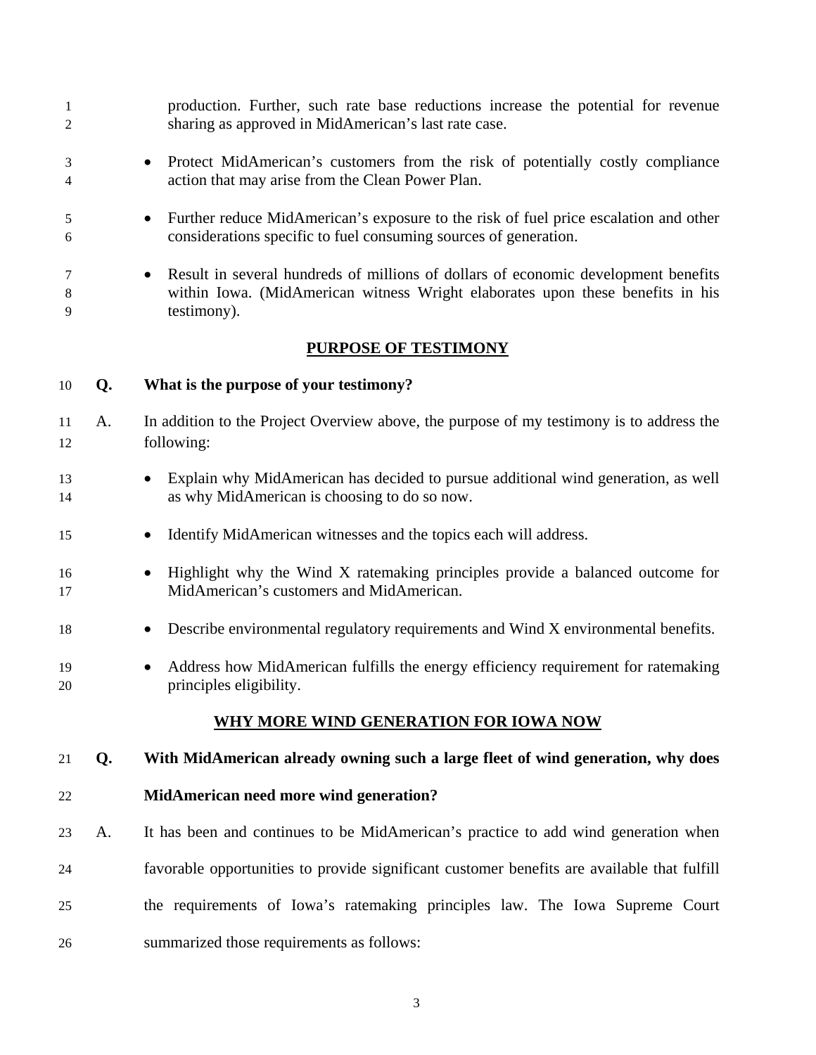production. Further, such rate base reductions increase the potential for revenue sharing as approved in MidAmerican's last rate case.

- Protect MidAmerican's customers from the risk of potentially costly compliance action that may arise from the Clean Power Plan.
- Further reduce MidAmerican's exposure to the risk of fuel price escalation and other considerations specific to fuel consuming sources of generation.
- Result in several hundreds of millions of dollars of economic development benefits within Iowa. (MidAmerican witness Wright elaborates upon these benefits in his testimony).

## PURPOSE OF TESTIMONY

**Q. What is the purpose of your testimony?**

A. In addition to the Project Overview above, the purpose of my testimony is to address the following:

- Explain why MidAmerican has decided to pursue additional wind generation, as well as why MidAmerican is choosing to do so now.
- Identify MidAmerican witnesses and the topics each will address.
- Highlight why the Wind X ratemaking principles provide a balanced outcome for MidAmerican's customers and MidAmerican.
- Describe environmental regulatory requirements and Wind X environmental benefits.
- Address how MidAmerican fulfills the energy efficiency requirement for ratemaking principles eligibility.

## WHY MORE WIND GENERATION FOR IOWA NOW

**Q. With MidAmerican already owning such a large fleet of wind generation, why does MidAmerican need more wind generation?**

A. It has been and continues to be MidAmerican's practice to add wind generation when favorable opportunities to provide significant customer benefits are available that fulfill the requirements of Iowa's ratemaking principles law. The Iowa Supreme Court summarized those requirements as follows: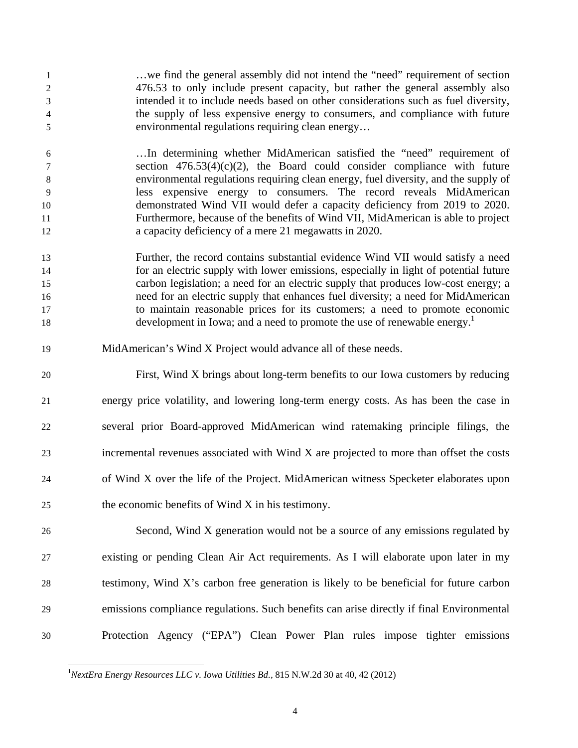> …we find the general assembly did not intend the "need" requirement of section 476.53 to only include present capacity, but rather the general assembly also intended it to include needs based on other considerations such as fuel diversity, the supply of less expensive energy to consumers, and compliance with future environmental regulations requiring clean energy…
>
> …In determining whether MidAmerican satisfied the "need" requirement of section 476.53(4)(c)(2), the Board could consider compliance with future environmental regulations requiring clean energy, fuel diversity, and the supply of less expensive energy to consumers. The record reveals MidAmerican demonstrated Wind VII would defer a capacity deficiency from 2019 to 2020. Furthermore, because of the benefits of Wind VII, MidAmerican is able to project a capacity deficiency of a mere 21 megawatts in 2020.
>
> Further, the record contains substantial evidence Wind VII would satisfy a need for an electric supply with lower emissions, especially in light of potential future carbon legislation; a need for an electric supply that produces low-cost energy; a need for an electric supply that enhances fuel diversity; a need for MidAmerican to maintain reasonable prices for its customers; a need to promote economic development in Iowa; and a need to promote the use of renewable energy.[1]

MidAmerican's Wind X Project would advance all of these needs.

First, Wind X brings about long-term benefits to our Iowa customers by reducing energy price volatility, and lowering long-term energy costs. As has been the case in several prior Board-approved MidAmerican wind ratemaking principle filings, the incremental revenues associated with Wind X are projected to more than offset the costs of Wind X over the life of the Project. MidAmerican witness Specketer elaborates upon the economic benefits of Wind X in his testimony.

Second, Wind X generation would not be a source of any emissions regulated by existing or pending Clean Air Act requirements. As I will elaborate upon later in my testimony, Wind X's carbon free generation is likely to be beneficial for future carbon emissions compliance regulations. Such benefits can arise directly if final Environmental Protection Agency ("EPA") Clean Power Plan rules impose tighter emissions

---

[1] *NextEra Energy Resources LLC v. Iowa Utilities Bd.*, 815 N.W.2d 30 at 40, 42 (2012)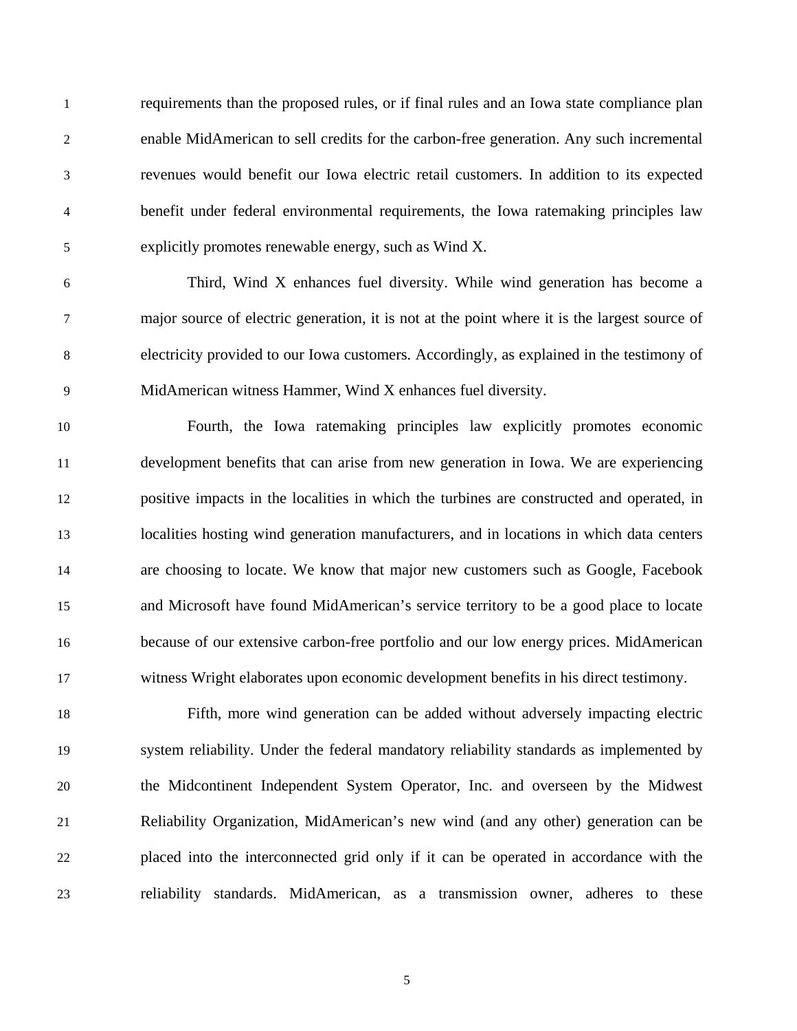requirements than the proposed rules, or if final rules and an Iowa state compliance plan enable MidAmerican to sell credits for the carbon-free generation. Any such incremental revenues would benefit our Iowa electric retail customers. In addition to its expected benefit under federal environmental requirements, the Iowa ratemaking principles law explicitly promotes renewable energy, such as Wind X.

Third, Wind X enhances fuel diversity. While wind generation has become a major source of electric generation, it is not at the point where it is the largest source of electricity provided to our Iowa customers. Accordingly, as explained in the testimony of MidAmerican witness Hammer, Wind X enhances fuel diversity.

Fourth, the Iowa ratemaking principles law explicitly promotes economic development benefits that can arise from new generation in Iowa. We are experiencing positive impacts in the localities in which the turbines are constructed and operated, in localities hosting wind generation manufacturers, and in locations in which data centers are choosing to locate. We know that major new customers such as Google, Facebook and Microsoft have found MidAmerican's service territory to be a good place to locate because of our extensive carbon-free portfolio and our low energy prices. MidAmerican witness Wright elaborates upon economic development benefits in his direct testimony.

Fifth, more wind generation can be added without adversely impacting electric system reliability. Under the federal mandatory reliability standards as implemented by the Midcontinent Independent System Operator, Inc. and overseen by the Midwest Reliability Organization, MidAmerican's new wind (and any other) generation can be placed into the interconnected grid only if it can be operated in accordance with the reliability standards. MidAmerican, as a transmission owner, adheres to these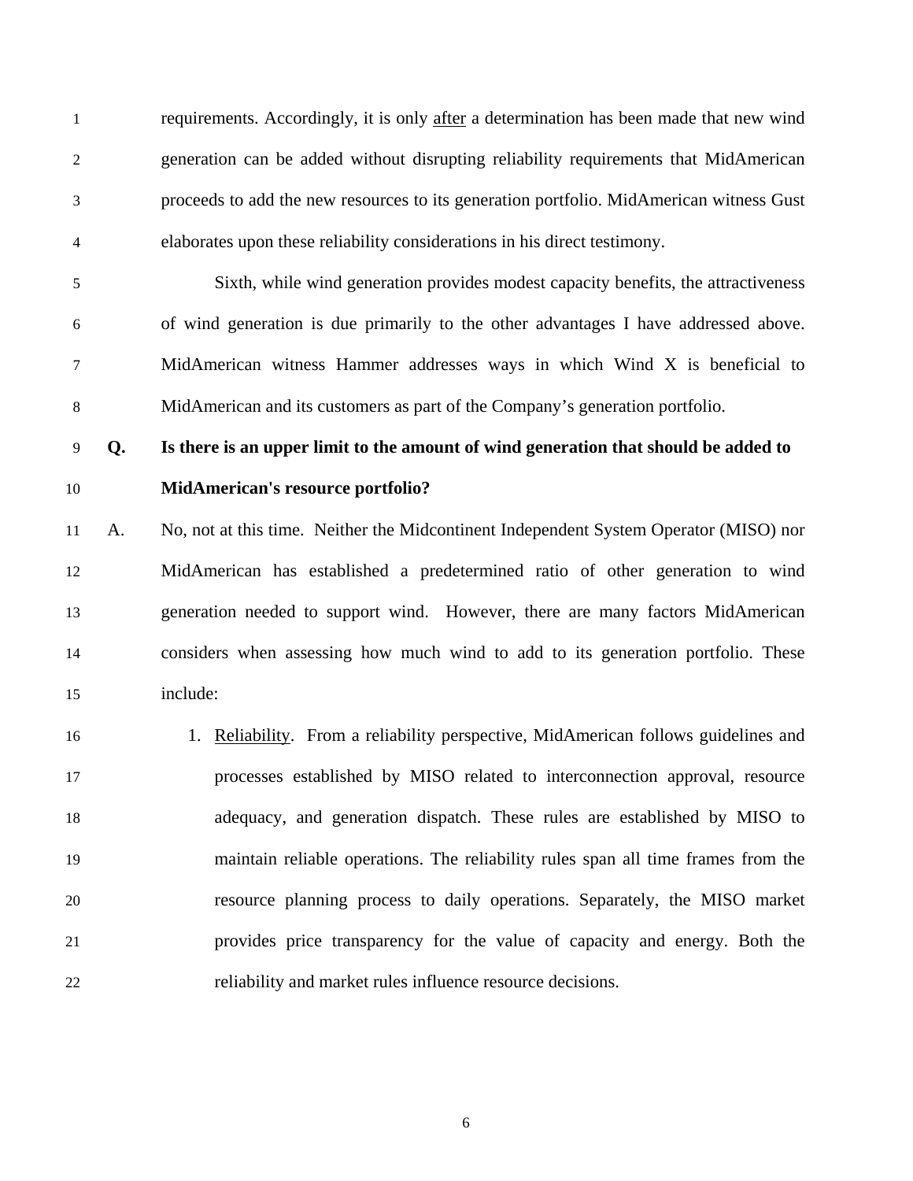requirements. Accordingly, it is only <u>after</u> a determination has been made that new wind generation can be added without disrupting reliability requirements that MidAmerican proceeds to add the new resources to its generation portfolio. MidAmerican witness Gust elaborates upon these reliability considerations in his direct testimony.

Sixth, while wind generation provides modest capacity benefits, the attractiveness of wind generation is due primarily to the other advantages I have addressed above. MidAmerican witness Hammer addresses ways in which Wind X is beneficial to MidAmerican and its customers as part of the Company's generation portfolio.

**Q. Is there is an upper limit to the amount of wind generation that should be added to MidAmerican's resource portfolio?**

A. No, not at this time. Neither the Midcontinent Independent System Operator (MISO) nor MidAmerican has established a predetermined ratio of other generation to wind generation needed to support wind. However, there are many factors MidAmerican considers when assessing how much wind to add to its generation portfolio. These include:

1. <u>Reliability</u>. From a reliability perspective, MidAmerican follows guidelines and processes established by MISO related to interconnection approval, resource adequacy, and generation dispatch. These rules are established by MISO to maintain reliable operations. The reliability rules span all time frames from the resource planning process to daily operations. Separately, the MISO market provides price transparency for the value of capacity and energy. Both the reliability and market rules influence resource decisions.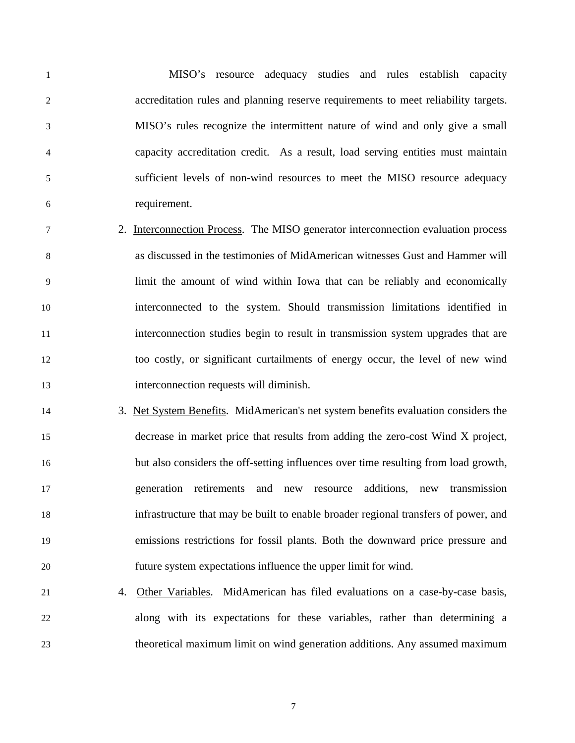MISO's resource adequacy studies and rules establish capacity accreditation rules and planning reserve requirements to meet reliability targets. MISO's rules recognize the intermittent nature of wind and only give a small capacity accreditation credit. As a result, load serving entities must maintain sufficient levels of non-wind resources to meet the MISO resource adequacy requirement.

2. Interconnection Process. The MISO generator interconnection evaluation process as discussed in the testimonies of MidAmerican witnesses Gust and Hammer will limit the amount of wind within Iowa that can be reliably and economically interconnected to the system. Should transmission limitations identified in interconnection studies begin to result in transmission system upgrades that are too costly, or significant curtailments of energy occur, the level of new wind interconnection requests will diminish.

3. Net System Benefits. MidAmerican's net system benefits evaluation considers the decrease in market price that results from adding the zero-cost Wind X project, but also considers the off-setting influences over time resulting from load growth, generation retirements and new resource additions, new transmission infrastructure that may be built to enable broader regional transfers of power, and emissions restrictions for fossil plants. Both the downward price pressure and future system expectations influence the upper limit for wind.

4. Other Variables. MidAmerican has filed evaluations on a case-by-case basis, along with its expectations for these variables, rather than determining a theoretical maximum limit on wind generation additions. Any assumed maximum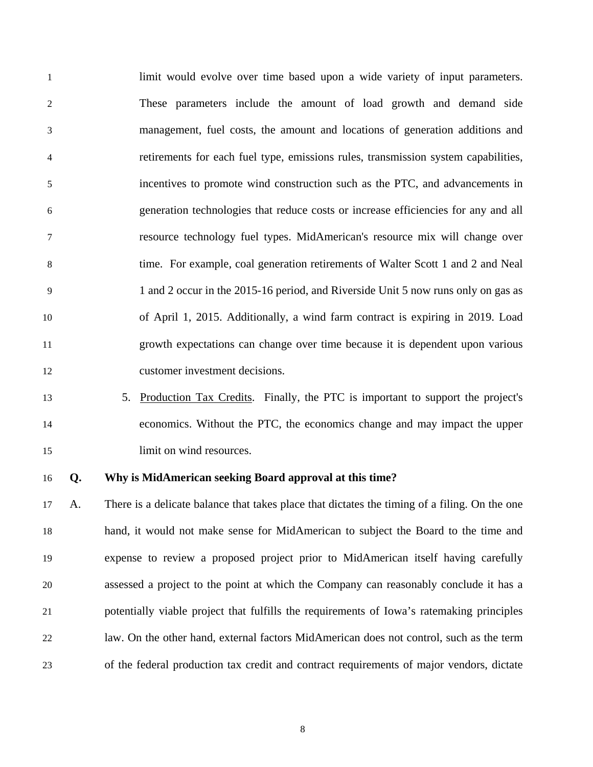limit would evolve over time based upon a wide variety of input parameters. These parameters include the amount of load growth and demand side management, fuel costs, the amount and locations of generation additions and retirements for each fuel type, emissions rules, transmission system capabilities, incentives to promote wind construction such as the PTC, and advancements in generation technologies that reduce costs or increase efficiencies for any and all resource technology fuel types. MidAmerican's resource mix will change over time. For example, coal generation retirements of Walter Scott 1 and 2 and Neal 1 and 2 occur in the 2015-16 period, and Riverside Unit 5 now runs only on gas as of April 1, 2015. Additionally, a wind farm contract is expiring in 2019. Load growth expectations can change over time because it is dependent upon various customer investment decisions.

5. Production Tax Credits. Finally, the PTC is important to support the project's economics. Without the PTC, the economics change and may impact the upper limit on wind resources.

**Q. Why is MidAmerican seeking Board approval at this time?**

A. There is a delicate balance that takes place that dictates the timing of a filing. On the one hand, it would not make sense for MidAmerican to subject the Board to the time and expense to review a proposed project prior to MidAmerican itself having carefully assessed a project to the point at which the Company can reasonably conclude it has a potentially viable project that fulfills the requirements of Iowa's ratemaking principles law. On the other hand, external factors MidAmerican does not control, such as the term of the federal production tax credit and contract requirements of major vendors, dictate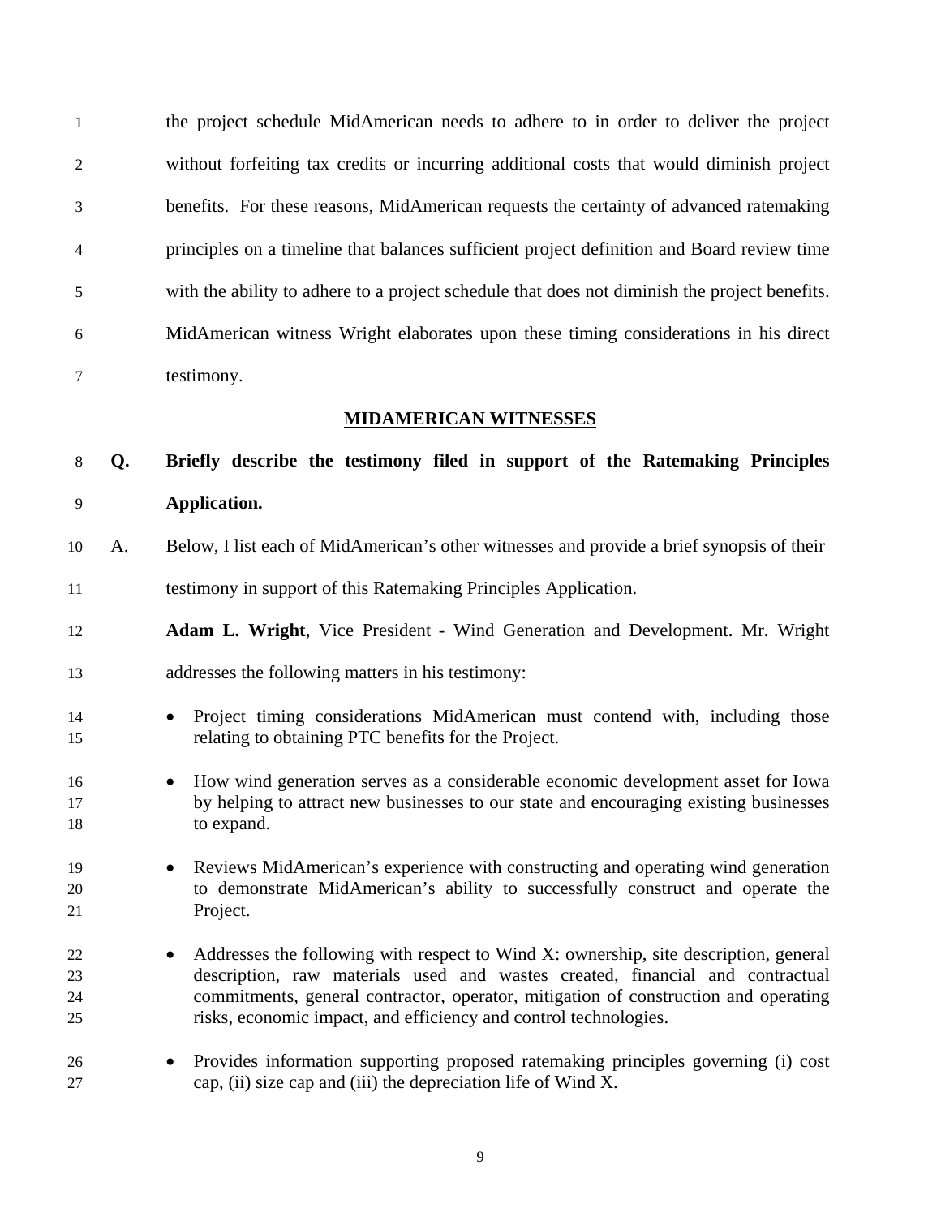the project schedule MidAmerican needs to adhere to in order to deliver the project without forfeiting tax credits or incurring additional costs that would diminish project benefits. For these reasons, MidAmerican requests the certainty of advanced ratemaking principles on a timeline that balances sufficient project definition and Board review time with the ability to adhere to a project schedule that does not diminish the project benefits. MidAmerican witness Wright elaborates upon these timing considerations in his direct testimony.

## MIDAMERICAN WITNESSES

**Q. Briefly describe the testimony filed in support of the Ratemaking Principles Application.**

A. Below, I list each of MidAmerican's other witnesses and provide a brief synopsis of their testimony in support of this Ratemaking Principles Application.

**Adam L. Wright**, Vice President - Wind Generation and Development. Mr. Wright addresses the following matters in his testimony:

- Project timing considerations MidAmerican must contend with, including those relating to obtaining PTC benefits for the Project.
- How wind generation serves as a considerable economic development asset for Iowa by helping to attract new businesses to our state and encouraging existing businesses to expand.
- Reviews MidAmerican's experience with constructing and operating wind generation to demonstrate MidAmerican's ability to successfully construct and operate the Project.
- Addresses the following with respect to Wind X: ownership, site description, general description, raw materials used and wastes created, financial and contractual commitments, general contractor, operator, mitigation of construction and operating risks, economic impact, and efficiency and control technologies.
- Provides information supporting proposed ratemaking principles governing (i) cost cap, (ii) size cap and (iii) the depreciation life of Wind X.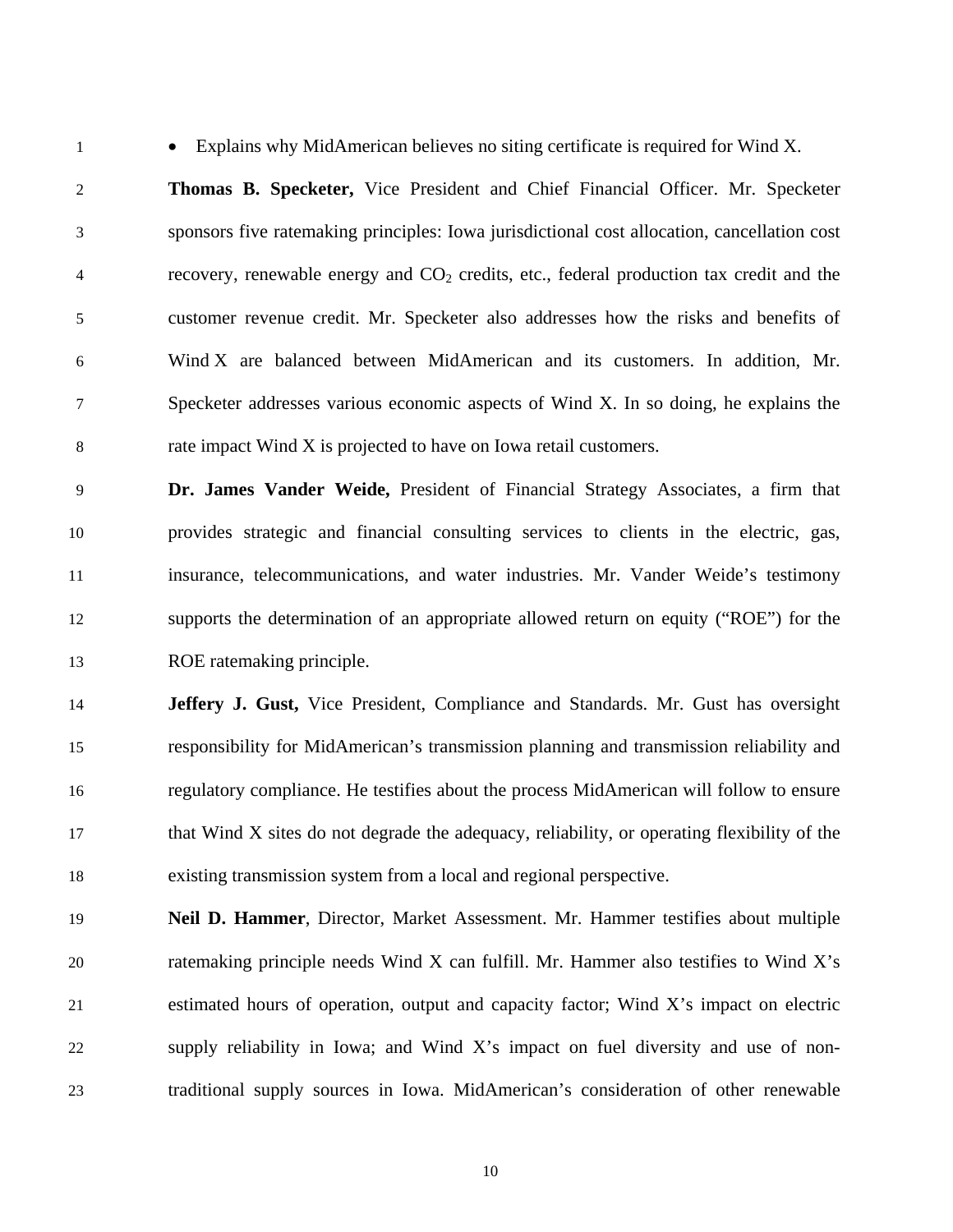- Explains why MidAmerican believes no siting certificate is required for Wind X.

**Thomas B. Specketer,** Vice President and Chief Financial Officer. Mr. Specketer sponsors five ratemaking principles: Iowa jurisdictional cost allocation, cancellation cost recovery, renewable energy and $CO_2$ credits, etc., federal production tax credit and the customer revenue credit. Mr. Specketer also addresses how the risks and benefits of Wind X are balanced between MidAmerican and its customers. In addition, Mr. Specketer addresses various economic aspects of Wind X. In so doing, he explains the rate impact Wind X is projected to have on Iowa retail customers.

**Dr. James Vander Weide,** President of Financial Strategy Associates, a firm that provides strategic and financial consulting services to clients in the electric, gas, insurance, telecommunications, and water industries. Mr. Vander Weide's testimony supports the determination of an appropriate allowed return on equity ("ROE") for the ROE ratemaking principle.

**Jeffery J. Gust,** Vice President, Compliance and Standards. Mr. Gust has oversight responsibility for MidAmerican's transmission planning and transmission reliability and regulatory compliance. He testifies about the process MidAmerican will follow to ensure that Wind X sites do not degrade the adequacy, reliability, or operating flexibility of the existing transmission system from a local and regional perspective.

**Neil D. Hammer**, Director, Market Assessment. Mr. Hammer testifies about multiple ratemaking principle needs Wind X can fulfill. Mr. Hammer also testifies to Wind X's estimated hours of operation, output and capacity factor; Wind X's impact on electric supply reliability in Iowa; and Wind X's impact on fuel diversity and use of non-traditional supply sources in Iowa. MidAmerican's consideration of other renewable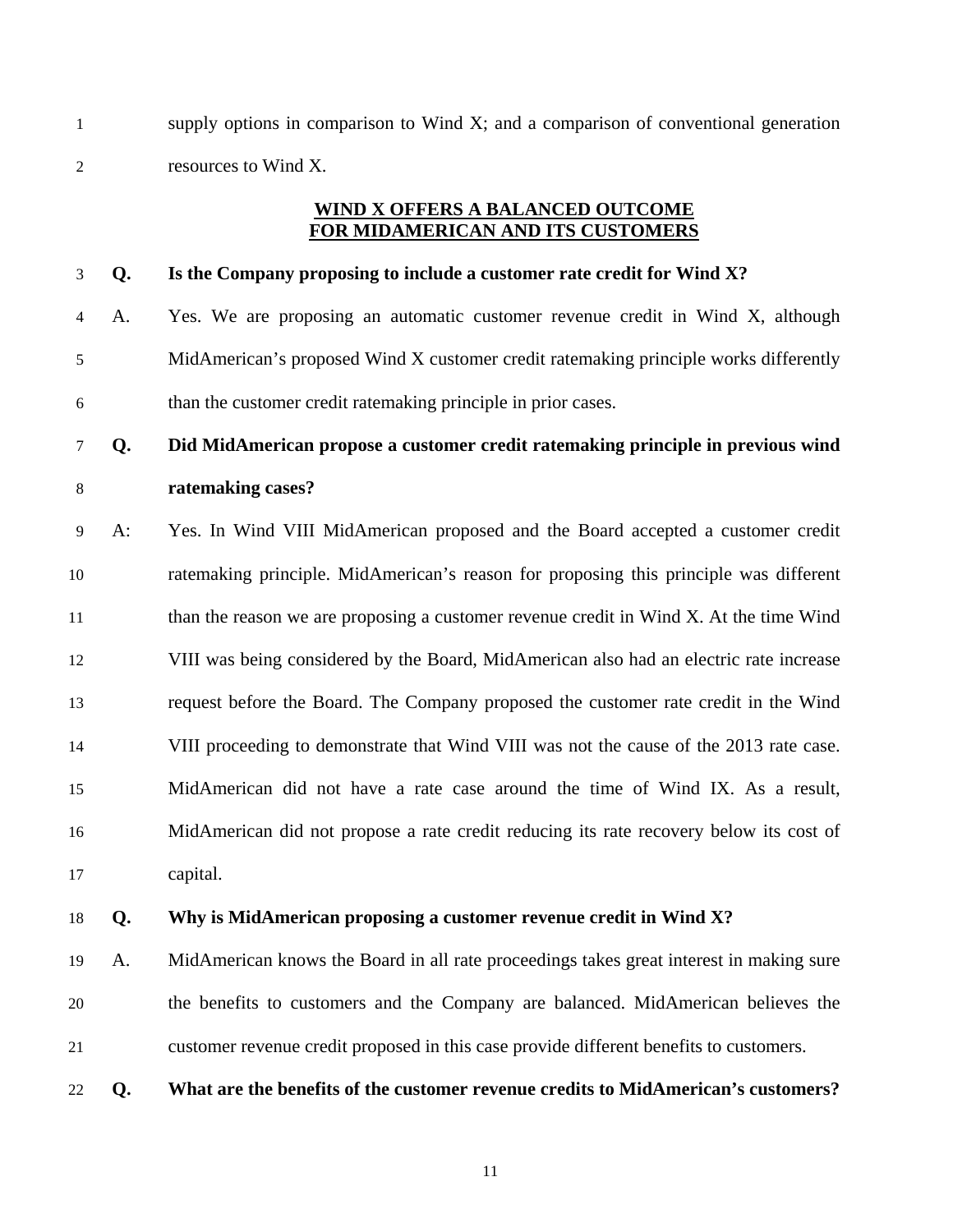supply options in comparison to Wind X; and a comparison of conventional generation resources to Wind X.

## WIND X OFFERS A BALANCED OUTCOME FOR MIDAMERICAN AND ITS CUSTOMERS

**Q. Is the Company proposing to include a customer rate credit for Wind X?**

A. Yes. We are proposing an automatic customer revenue credit in Wind X, although MidAmerican's proposed Wind X customer credit ratemaking principle works differently than the customer credit ratemaking principle in prior cases.

**Q. Did MidAmerican propose a customer credit ratemaking principle in previous wind ratemaking cases?**

A: Yes. In Wind VIII MidAmerican proposed and the Board accepted a customer credit ratemaking principle. MidAmerican's reason for proposing this principle was different than the reason we are proposing a customer revenue credit in Wind X. At the time Wind VIII was being considered by the Board, MidAmerican also had an electric rate increase request before the Board. The Company proposed the customer rate credit in the Wind VIII proceeding to demonstrate that Wind VIII was not the cause of the 2013 rate case. MidAmerican did not have a rate case around the time of Wind IX. As a result, MidAmerican did not propose a rate credit reducing its rate recovery below its cost of capital.

**Q. Why is MidAmerican proposing a customer revenue credit in Wind X?**

A. MidAmerican knows the Board in all rate proceedings takes great interest in making sure the benefits to customers and the Company are balanced. MidAmerican believes the customer revenue credit proposed in this case provide different benefits to customers.

**Q. What are the benefits of the customer revenue credits to MidAmerican's customers?**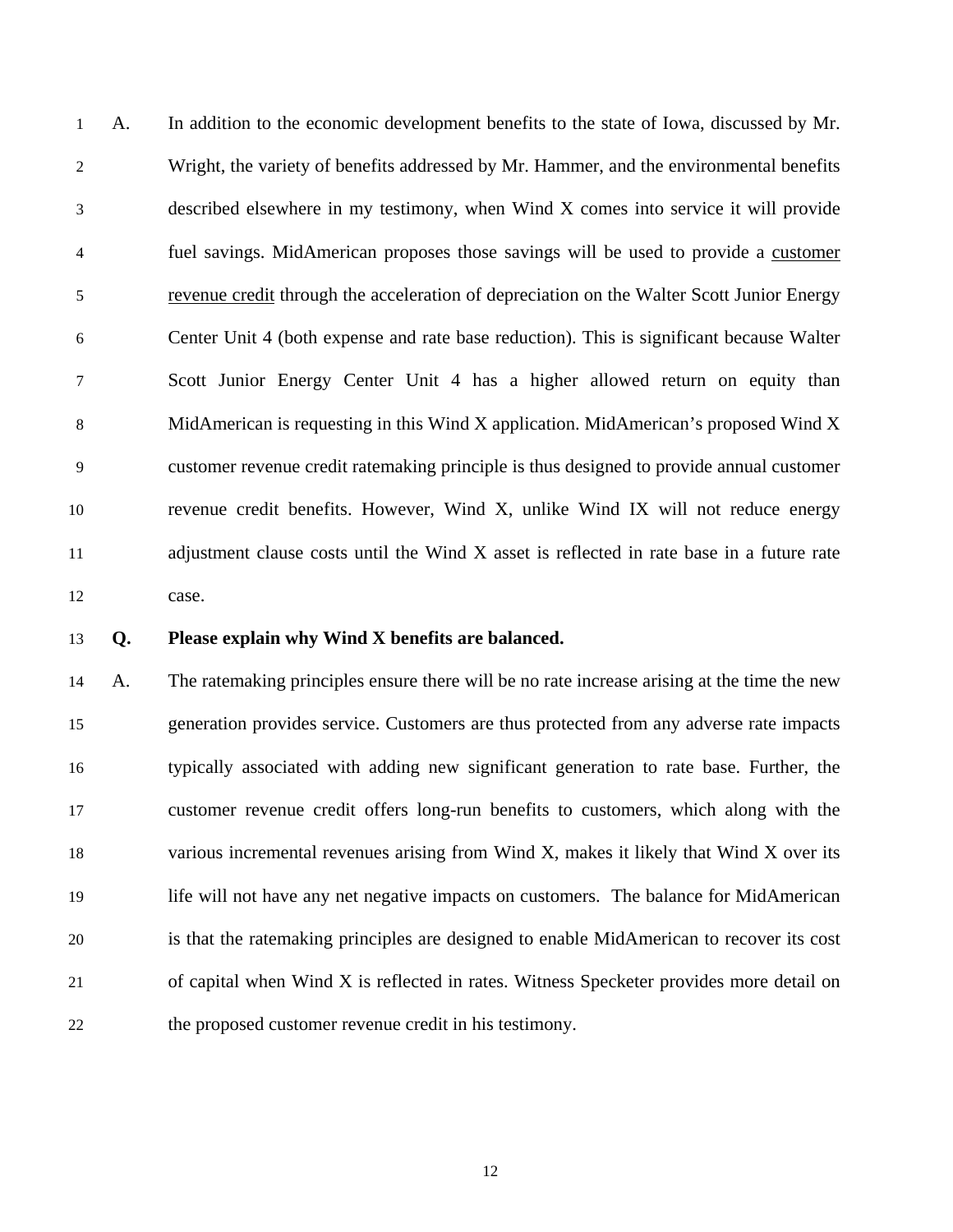A. In addition to the economic development benefits to the state of Iowa, discussed by Mr. Wright, the variety of benefits addressed by Mr. Hammer, and the environmental benefits described elsewhere in my testimony, when Wind X comes into service it will provide fuel savings. MidAmerican proposes those savings will be used to provide a customer revenue credit through the acceleration of depreciation on the Walter Scott Junior Energy Center Unit 4 (both expense and rate base reduction). This is significant because Walter Scott Junior Energy Center Unit 4 has a higher allowed return on equity than MidAmerican is requesting in this Wind X application. MidAmerican's proposed Wind X customer revenue credit ratemaking principle is thus designed to provide annual customer revenue credit benefits. However, Wind X, unlike Wind IX will not reduce energy adjustment clause costs until the Wind X asset is reflected in rate base in a future rate case.

**Q. Please explain why Wind X benefits are balanced.**

A. The ratemaking principles ensure there will be no rate increase arising at the time the new generation provides service. Customers are thus protected from any adverse rate impacts typically associated with adding new significant generation to rate base. Further, the customer revenue credit offers long-run benefits to customers, which along with the various incremental revenues arising from Wind X, makes it likely that Wind X over its life will not have any net negative impacts on customers. The balance for MidAmerican is that the ratemaking principles are designed to enable MidAmerican to recover its cost of capital when Wind X is reflected in rates. Witness Specketer provides more detail on the proposed customer revenue credit in his testimony.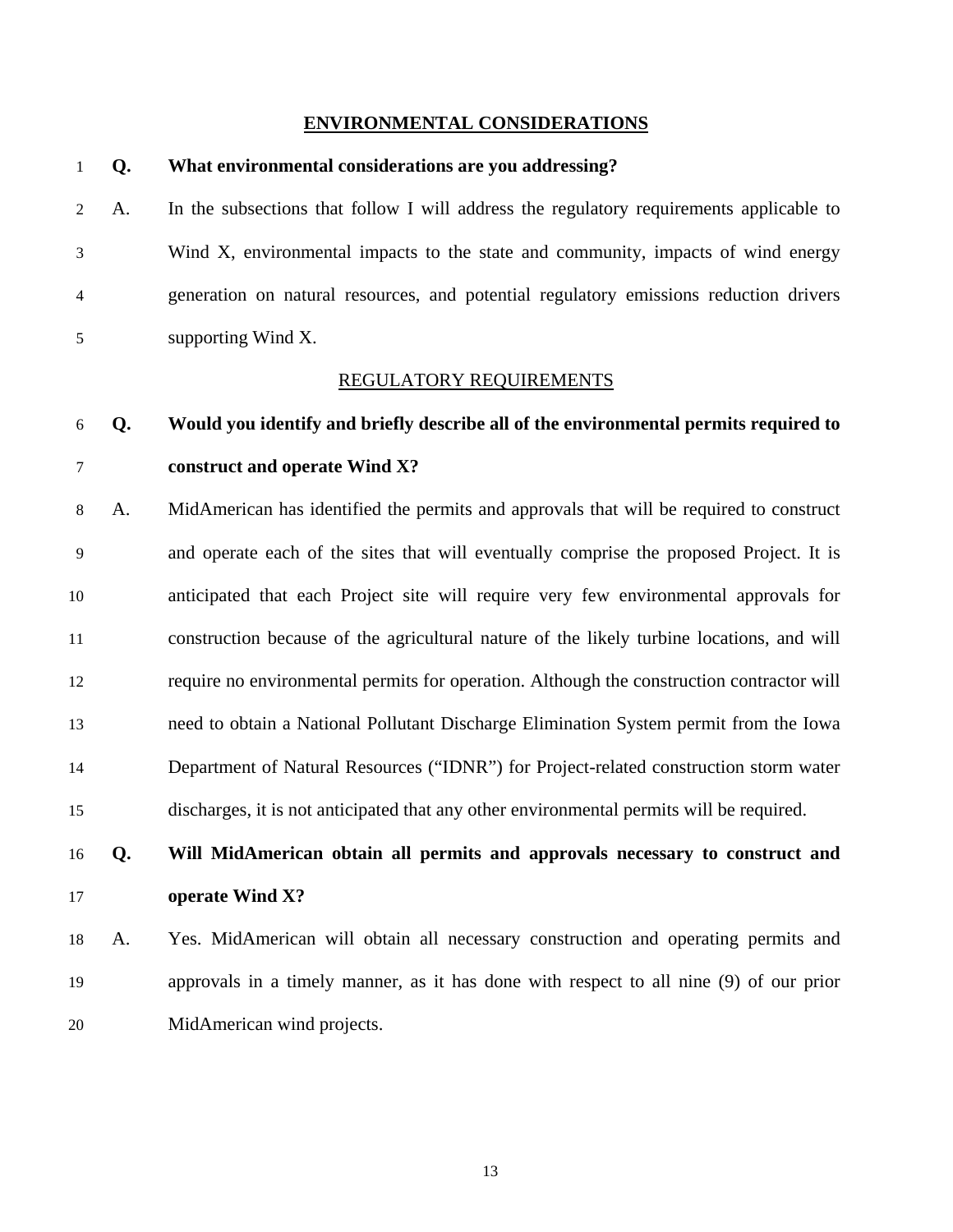## ENVIRONMENTAL CONSIDERATIONS

**Q. What environmental considerations are you addressing?**

A. In the subsections that follow I will address the regulatory requirements applicable to Wind X, environmental impacts to the state and community, impacts of wind energy generation on natural resources, and potential regulatory emissions reduction drivers supporting Wind X.

### REGULATORY REQUIREMENTS

**Q. Would you identify and briefly describe all of the environmental permits required to construct and operate Wind X?**

A. MidAmerican has identified the permits and approvals that will be required to construct and operate each of the sites that will eventually comprise the proposed Project. It is anticipated that each Project site will require very few environmental approvals for construction because of the agricultural nature of the likely turbine locations, and will require no environmental permits for operation. Although the construction contractor will need to obtain a National Pollutant Discharge Elimination System permit from the Iowa Department of Natural Resources ("IDNR") for Project-related construction storm water discharges, it is not anticipated that any other environmental permits will be required.

**Q. Will MidAmerican obtain all permits and approvals necessary to construct and operate Wind X?**

A. Yes. MidAmerican will obtain all necessary construction and operating permits and approvals in a timely manner, as it has done with respect to all nine (9) of our prior MidAmerican wind projects.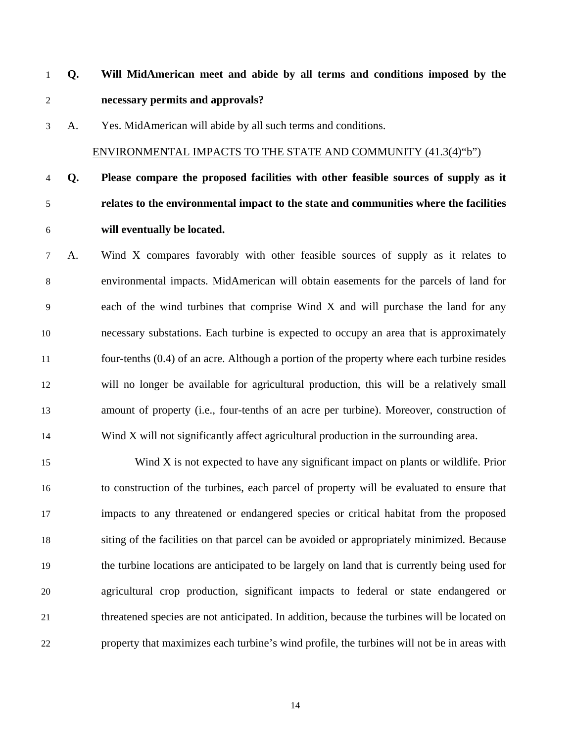**Q. Will MidAmerican meet and abide by all terms and conditions imposed by the necessary permits and approvals?**

A. Yes. MidAmerican will abide by all such terms and conditions.

ENVIRONMENTAL IMPACTS TO THE STATE AND COMMUNITY (41.3(4)"b")

**Q. Please compare the proposed facilities with other feasible sources of supply as it relates to the environmental impact to the state and communities where the facilities will eventually be located.**

A. Wind X compares favorably with other feasible sources of supply as it relates to environmental impacts. MidAmerican will obtain easements for the parcels of land for each of the wind turbines that comprise Wind X and will purchase the land for any necessary substations. Each turbine is expected to occupy an area that is approximately four-tenths (0.4) of an acre. Although a portion of the property where each turbine resides will no longer be available for agricultural production, this will be a relatively small amount of property (i.e., four-tenths of an acre per turbine). Moreover, construction of Wind X will not significantly affect agricultural production in the surrounding area.

Wind X is not expected to have any significant impact on plants or wildlife. Prior to construction of the turbines, each parcel of property will be evaluated to ensure that impacts to any threatened or endangered species or critical habitat from the proposed siting of the facilities on that parcel can be avoided or appropriately minimized. Because the turbine locations are anticipated to be largely on land that is currently being used for agricultural crop production, significant impacts to federal or state endangered or threatened species are not anticipated. In addition, because the turbines will be located on property that maximizes each turbine's wind profile, the turbines will not be in areas with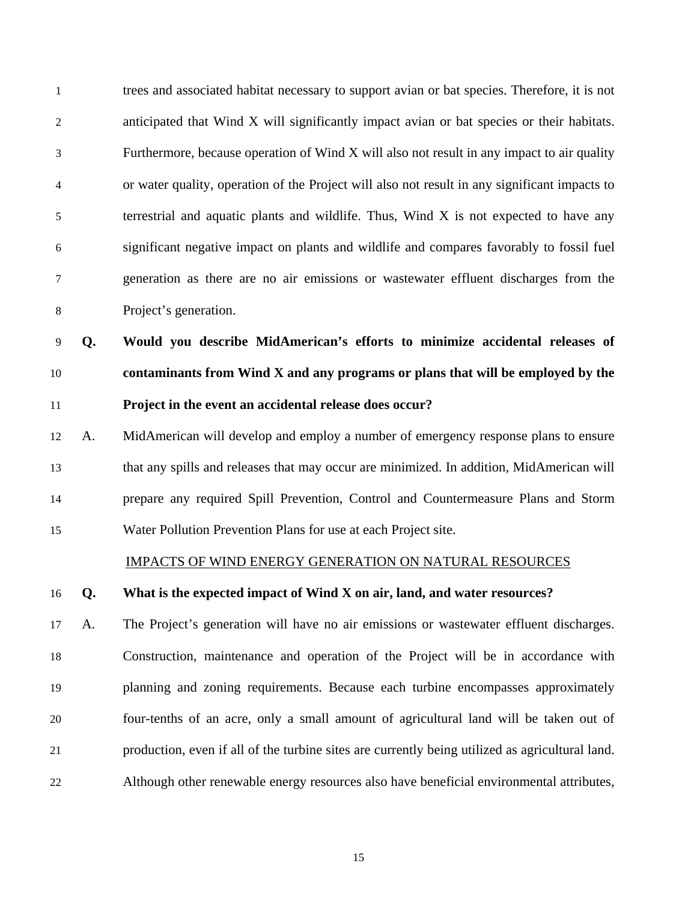trees and associated habitat necessary to support avian or bat species. Therefore, it is not anticipated that Wind X will significantly impact avian or bat species or their habitats. Furthermore, because operation of Wind X will also not result in any impact to air quality or water quality, operation of the Project will also not result in any significant impacts to terrestrial and aquatic plants and wildlife. Thus, Wind X is not expected to have any significant negative impact on plants and wildlife and compares favorably to fossil fuel generation as there are no air emissions or wastewater effluent discharges from the Project's generation.

**Q. Would you describe MidAmerican's efforts to minimize accidental releases of contaminants from Wind X and any programs or plans that will be employed by the Project in the event an accidental release does occur?**

A. MidAmerican will develop and employ a number of emergency response plans to ensure that any spills and releases that may occur are minimized. In addition, MidAmerican will prepare any required Spill Prevention, Control and Countermeasure Plans and Storm Water Pollution Prevention Plans for use at each Project site.

<u>IMPACTS OF WIND ENERGY GENERATION ON NATURAL RESOURCES</u>

**Q. What is the expected impact of Wind X on air, land, and water resources?**

A. The Project's generation will have no air emissions or wastewater effluent discharges. Construction, maintenance and operation of the Project will be in accordance with planning and zoning requirements. Because each turbine encompasses approximately four-tenths of an acre, only a small amount of agricultural land will be taken out of production, even if all of the turbine sites are currently being utilized as agricultural land. Although other renewable energy resources also have beneficial environmental attributes,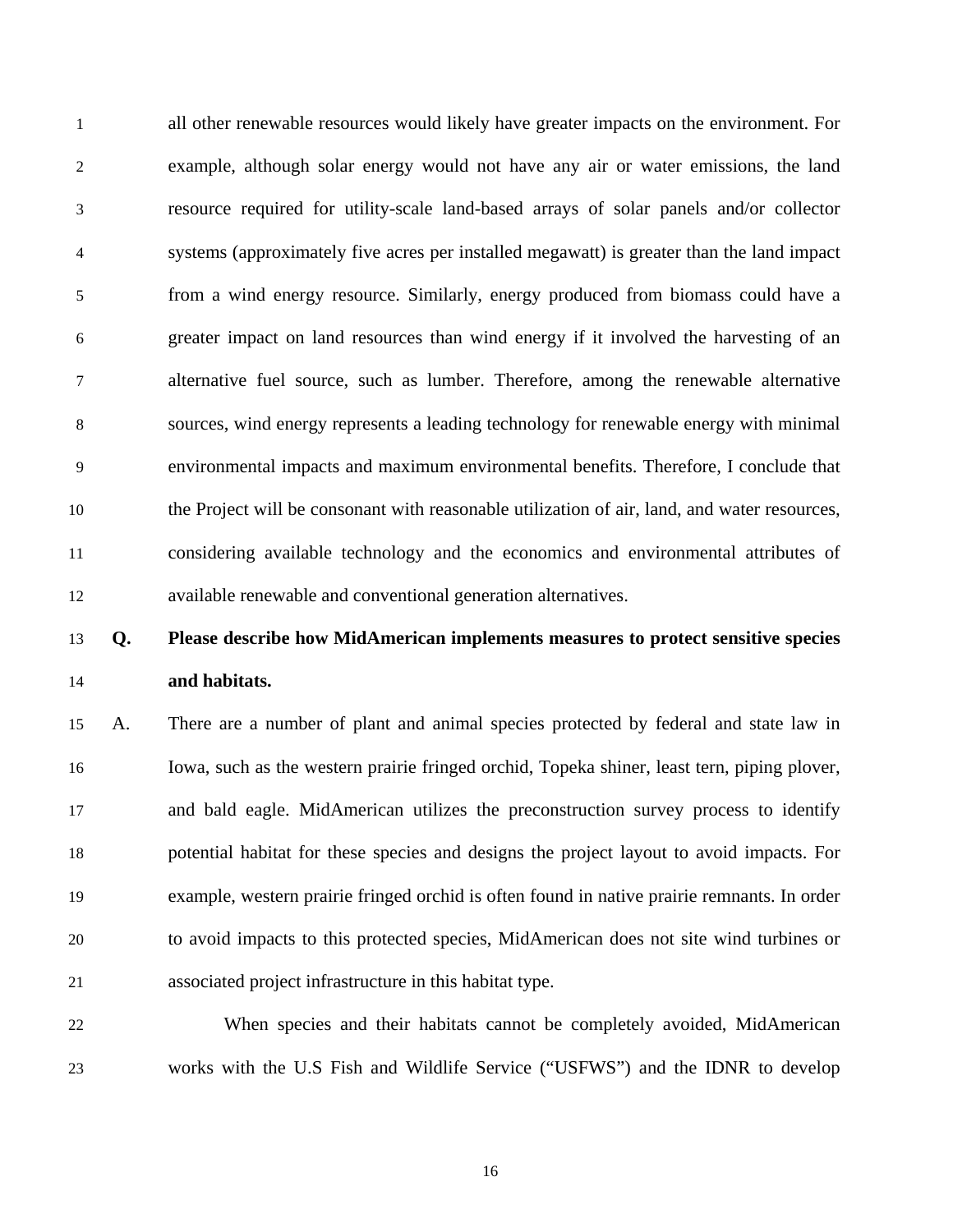all other renewable resources would likely have greater impacts on the environment. For example, although solar energy would not have any air or water emissions, the land resource required for utility-scale land-based arrays of solar panels and/or collector systems (approximately five acres per installed megawatt) is greater than the land impact from a wind energy resource. Similarly, energy produced from biomass could have a greater impact on land resources than wind energy if it involved the harvesting of an alternative fuel source, such as lumber. Therefore, among the renewable alternative sources, wind energy represents a leading technology for renewable energy with minimal environmental impacts and maximum environmental benefits. Therefore, I conclude that the Project will be consonant with reasonable utilization of air, land, and water resources, considering available technology and the economics and environmental attributes of available renewable and conventional generation alternatives.

**Q. Please describe how MidAmerican implements measures to protect sensitive species and habitats.**

A. There are a number of plant and animal species protected by federal and state law in Iowa, such as the western prairie fringed orchid, Topeka shiner, least tern, piping plover, and bald eagle. MidAmerican utilizes the preconstruction survey process to identify potential habitat for these species and designs the project layout to avoid impacts. For example, western prairie fringed orchid is often found in native prairie remnants. In order to avoid impacts to this protected species, MidAmerican does not site wind turbines or associated project infrastructure in this habitat type.

When species and their habitats cannot be completely avoided, MidAmerican works with the U.S Fish and Wildlife Service ("USFWS") and the IDNR to develop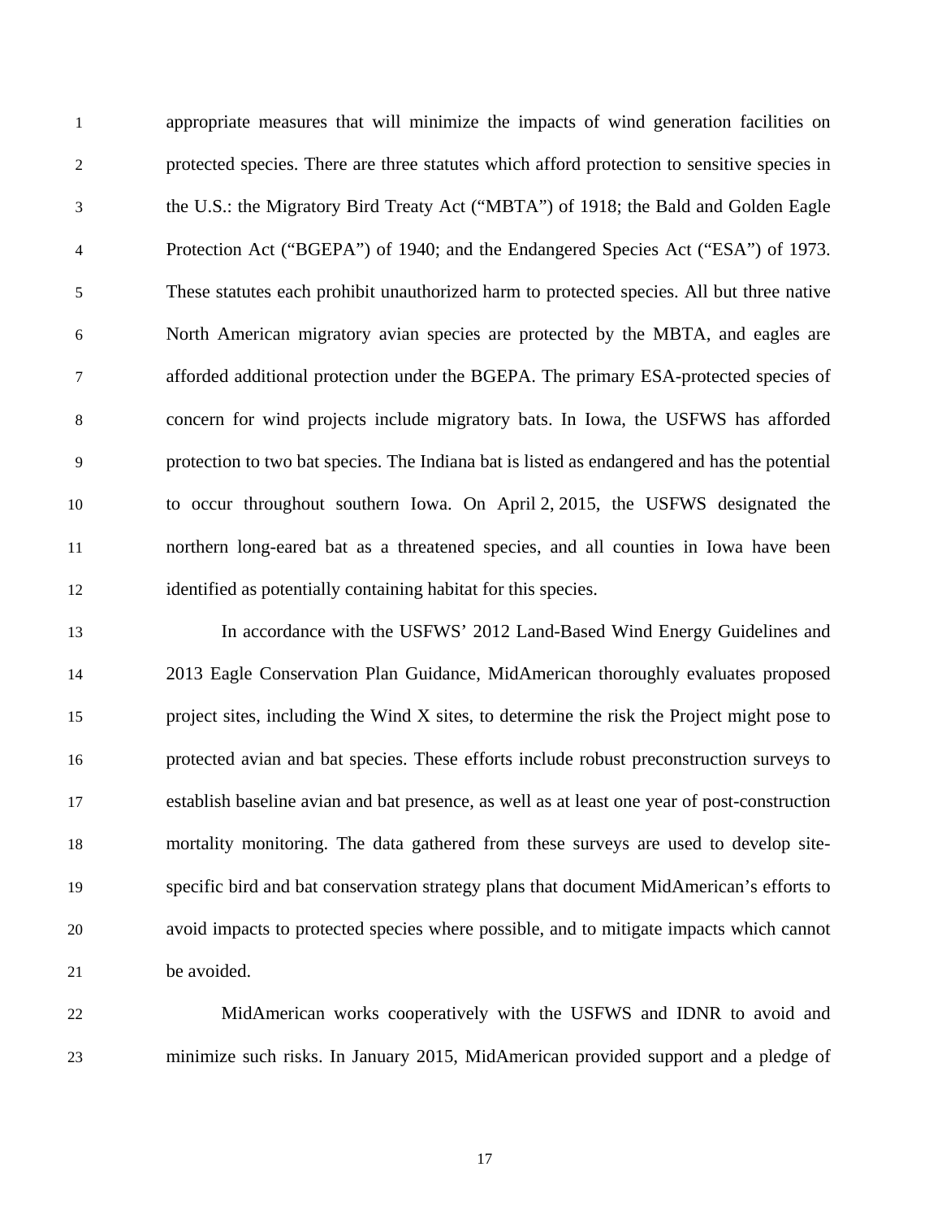appropriate measures that will minimize the impacts of wind generation facilities on protected species. There are three statutes which afford protection to sensitive species in the U.S.: the Migratory Bird Treaty Act ("MBTA") of 1918; the Bald and Golden Eagle Protection Act ("BGEPA") of 1940; and the Endangered Species Act ("ESA") of 1973. These statutes each prohibit unauthorized harm to protected species. All but three native North American migratory avian species are protected by the MBTA, and eagles are afforded additional protection under the BGEPA. The primary ESA-protected species of concern for wind projects include migratory bats. In Iowa, the USFWS has afforded protection to two bat species. The Indiana bat is listed as endangered and has the potential to occur throughout southern Iowa. On April 2, 2015, the USFWS designated the northern long-eared bat as a threatened species, and all counties in Iowa have been identified as potentially containing habitat for this species.

In accordance with the USFWS' 2012 Land-Based Wind Energy Guidelines and 2013 Eagle Conservation Plan Guidance, MidAmerican thoroughly evaluates proposed project sites, including the Wind X sites, to determine the risk the Project might pose to protected avian and bat species. These efforts include robust preconstruction surveys to establish baseline avian and bat presence, as well as at least one year of post-construction mortality monitoring. The data gathered from these surveys are used to develop site-specific bird and bat conservation strategy plans that document MidAmerican's efforts to avoid impacts to protected species where possible, and to mitigate impacts which cannot be avoided.

MidAmerican works cooperatively with the USFWS and IDNR to avoid and minimize such risks. In January 2015, MidAmerican provided support and a pledge of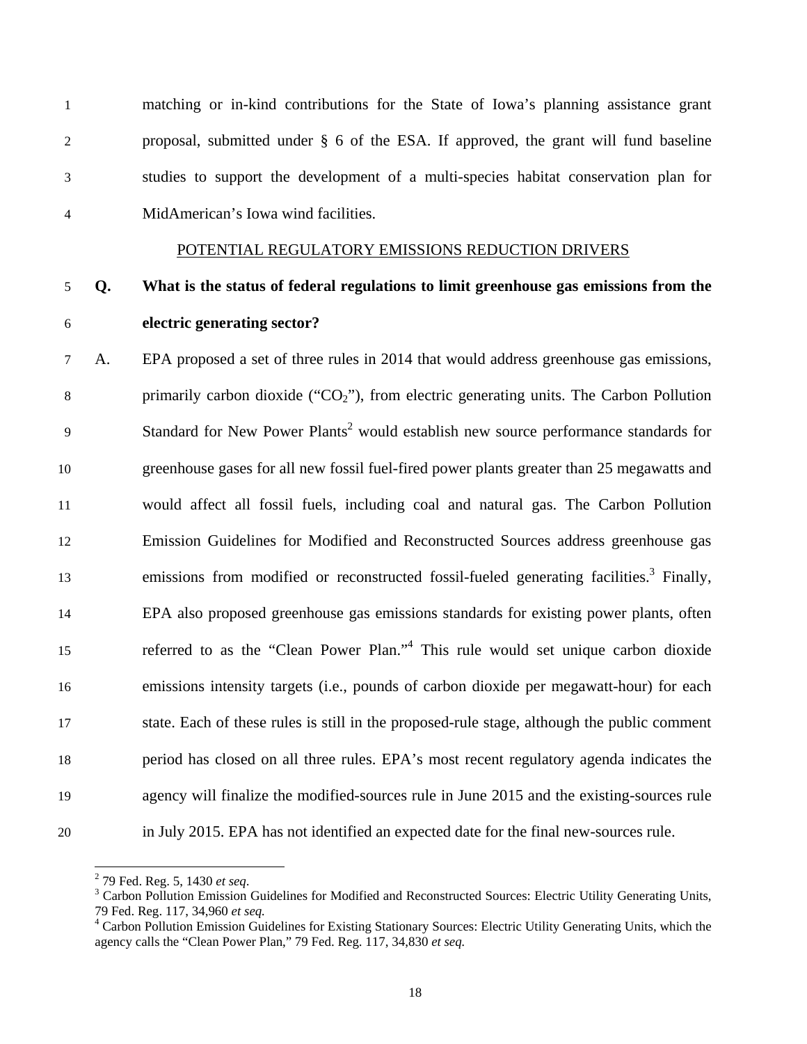matching or in-kind contributions for the State of Iowa's planning assistance grant proposal, submitted under § 6 of the ESA. If approved, the grant will fund baseline studies to support the development of a multi-species habitat conservation plan for MidAmerican's Iowa wind facilities.

## POTENTIAL REGULATORY EMISSIONS REDUCTION DRIVERS

**Q. What is the status of federal regulations to limit greenhouse gas emissions from the electric generating sector?**

A. EPA proposed a set of three rules in 2014 that would address greenhouse gas emissions, primarily carbon dioxide ("$CO_2$"), from electric generating units. The Carbon Pollution Standard for New Power Plants[2] would establish new source performance standards for greenhouse gases for all new fossil fuel-fired power plants greater than 25 megawatts and would affect all fossil fuels, including coal and natural gas. The Carbon Pollution Emission Guidelines for Modified and Reconstructed Sources address greenhouse gas emissions from modified or reconstructed fossil-fueled generating facilities.[3] Finally, EPA also proposed greenhouse gas emissions standards for existing power plants, often referred to as the "Clean Power Plan."[4] This rule would set unique carbon dioxide emissions intensity targets (i.e., pounds of carbon dioxide per megawatt-hour) for each state. Each of these rules is still in the proposed-rule stage, although the public comment period has closed on all three rules. EPA's most recent regulatory agenda indicates the agency will finalize the modified-sources rule in June 2015 and the existing-sources rule in July 2015. EPA has not identified an expected date for the final new-sources rule.

---

[2] 79 Fed. Reg. 5, 1430 *et seq*.

[3] Carbon Pollution Emission Guidelines for Modified and Reconstructed Sources: Electric Utility Generating Units, 79 Fed. Reg. 117, 34,960 *et seq.*

[4] Carbon Pollution Emission Guidelines for Existing Stationary Sources: Electric Utility Generating Units, which the agency calls the "Clean Power Plan," 79 Fed. Reg. 117, 34,830 *et seq.*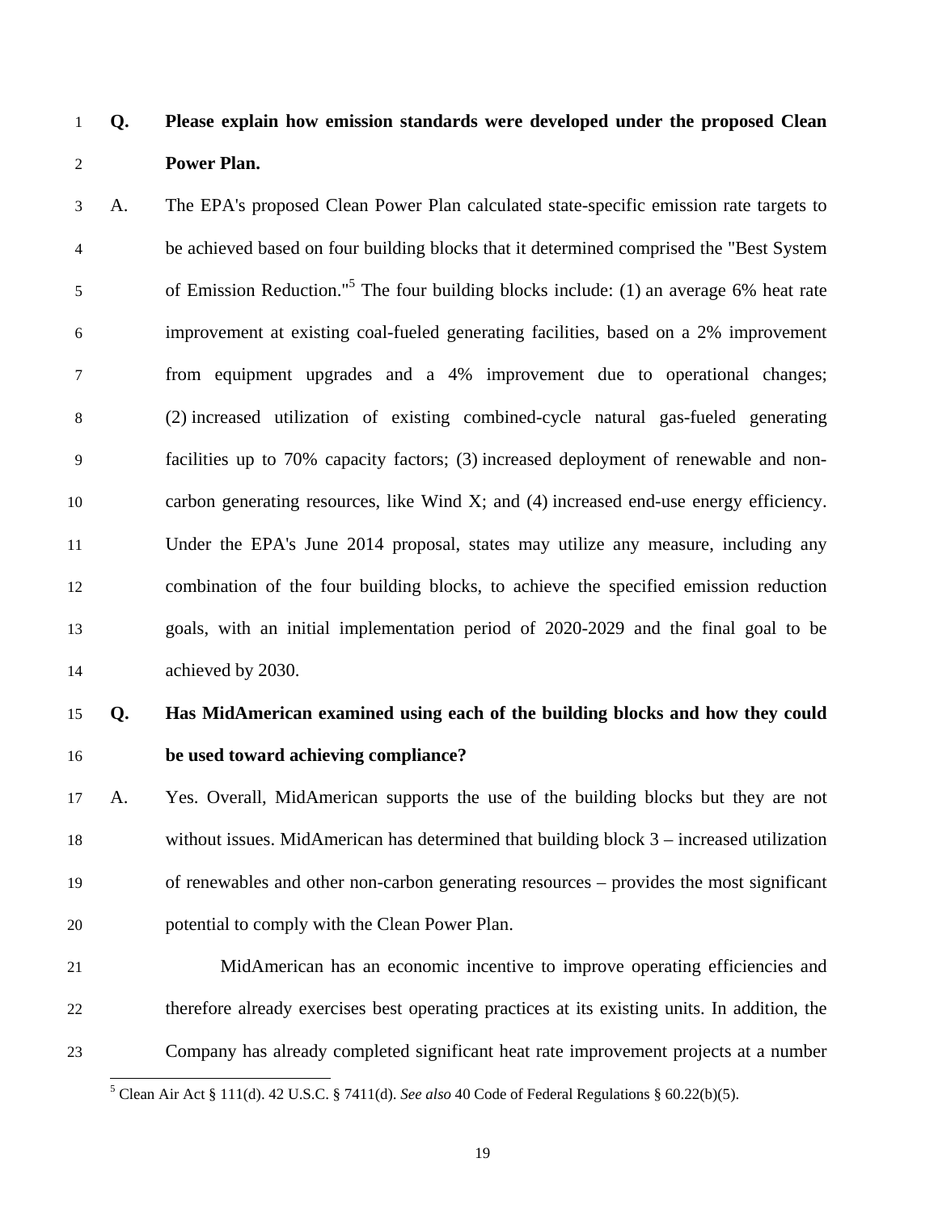**Q. Please explain how emission standards were developed under the proposed Clean Power Plan.**

A. The EPA's proposed Clean Power Plan calculated state-specific emission rate targets to be achieved based on four building blocks that it determined comprised the "Best System of Emission Reduction."[5] The four building blocks include: (1) an average 6% heat rate improvement at existing coal-fueled generating facilities, based on a 2% improvement from equipment upgrades and a 4% improvement due to operational changes; (2) increased utilization of existing combined-cycle natural gas-fueled generating facilities up to 70% capacity factors; (3) increased deployment of renewable and non-carbon generating resources, like Wind X; and (4) increased end-use energy efficiency. Under the EPA's June 2014 proposal, states may utilize any measure, including any combination of the four building blocks, to achieve the specified emission reduction goals, with an initial implementation period of 2020-2029 and the final goal to be achieved by 2030.

**Q. Has MidAmerican examined using each of the building blocks and how they could be used toward achieving compliance?**

A. Yes. Overall, MidAmerican supports the use of the building blocks but they are not without issues. MidAmerican has determined that building block 3 – increased utilization of renewables and other non-carbon generating resources – provides the most significant potential to comply with the Clean Power Plan.

MidAmerican has an economic incentive to improve operating efficiencies and therefore already exercises best operating practices at its existing units. In addition, the Company has already completed significant heat rate improvement projects at a number

[5] Clean Air Act § 111(d). 42 U.S.C. § 7411(d). *See also* 40 Code of Federal Regulations § 60.22(b)(5).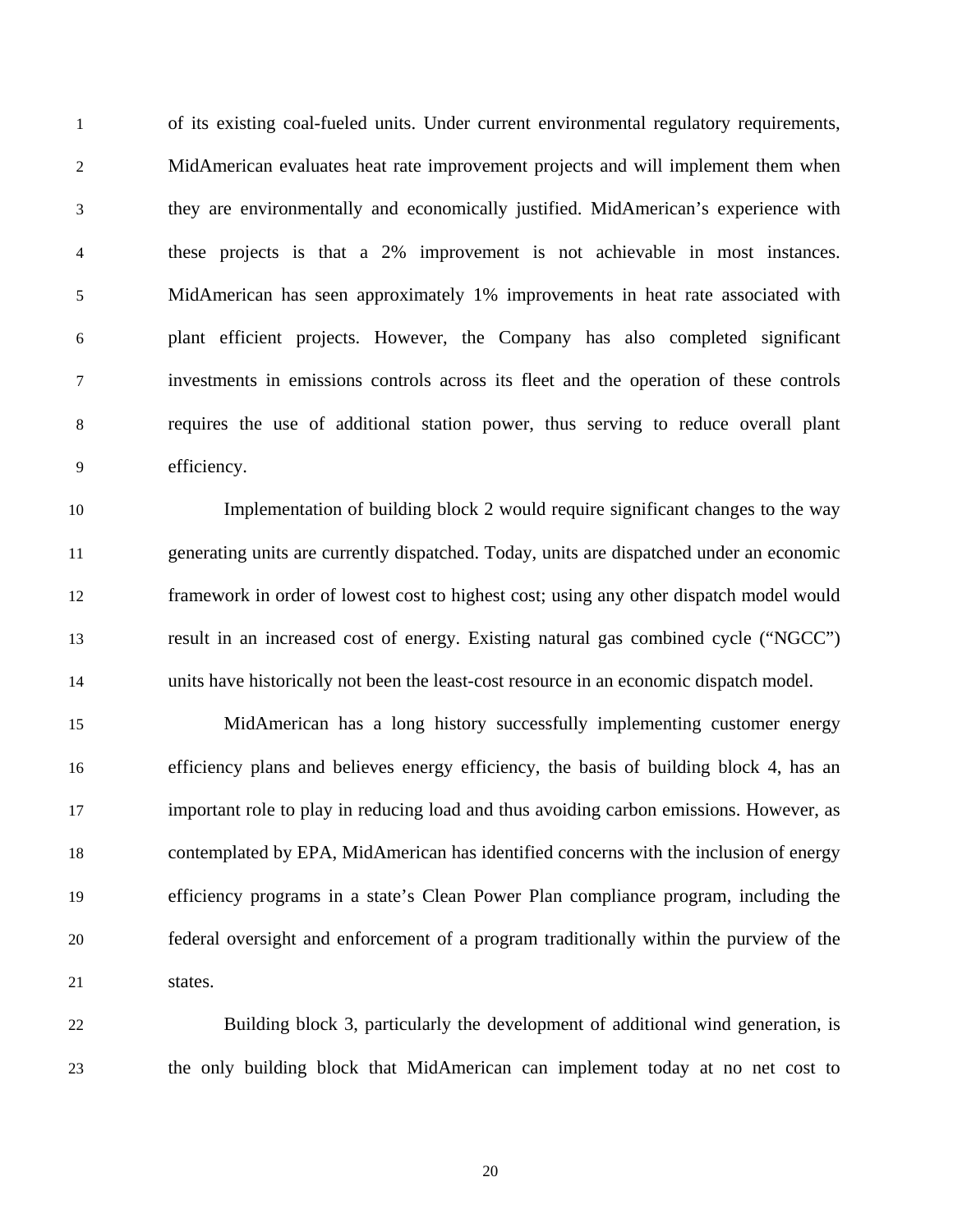of its existing coal-fueled units. Under current environmental regulatory requirements, MidAmerican evaluates heat rate improvement projects and will implement them when they are environmentally and economically justified. MidAmerican's experience with these projects is that a 2% improvement is not achievable in most instances. MidAmerican has seen approximately 1% improvements in heat rate associated with plant efficient projects. However, the Company has also completed significant investments in emissions controls across its fleet and the operation of these controls requires the use of additional station power, thus serving to reduce overall plant efficiency.

Implementation of building block 2 would require significant changes to the way generating units are currently dispatched. Today, units are dispatched under an economic framework in order of lowest cost to highest cost; using any other dispatch model would result in an increased cost of energy. Existing natural gas combined cycle ("NGCC") units have historically not been the least-cost resource in an economic dispatch model.

MidAmerican has a long history successfully implementing customer energy efficiency plans and believes energy efficiency, the basis of building block 4, has an important role to play in reducing load and thus avoiding carbon emissions. However, as contemplated by EPA, MidAmerican has identified concerns with the inclusion of energy efficiency programs in a state's Clean Power Plan compliance program, including the federal oversight and enforcement of a program traditionally within the purview of the states.

Building block 3, particularly the development of additional wind generation, is the only building block that MidAmerican can implement today at no net cost to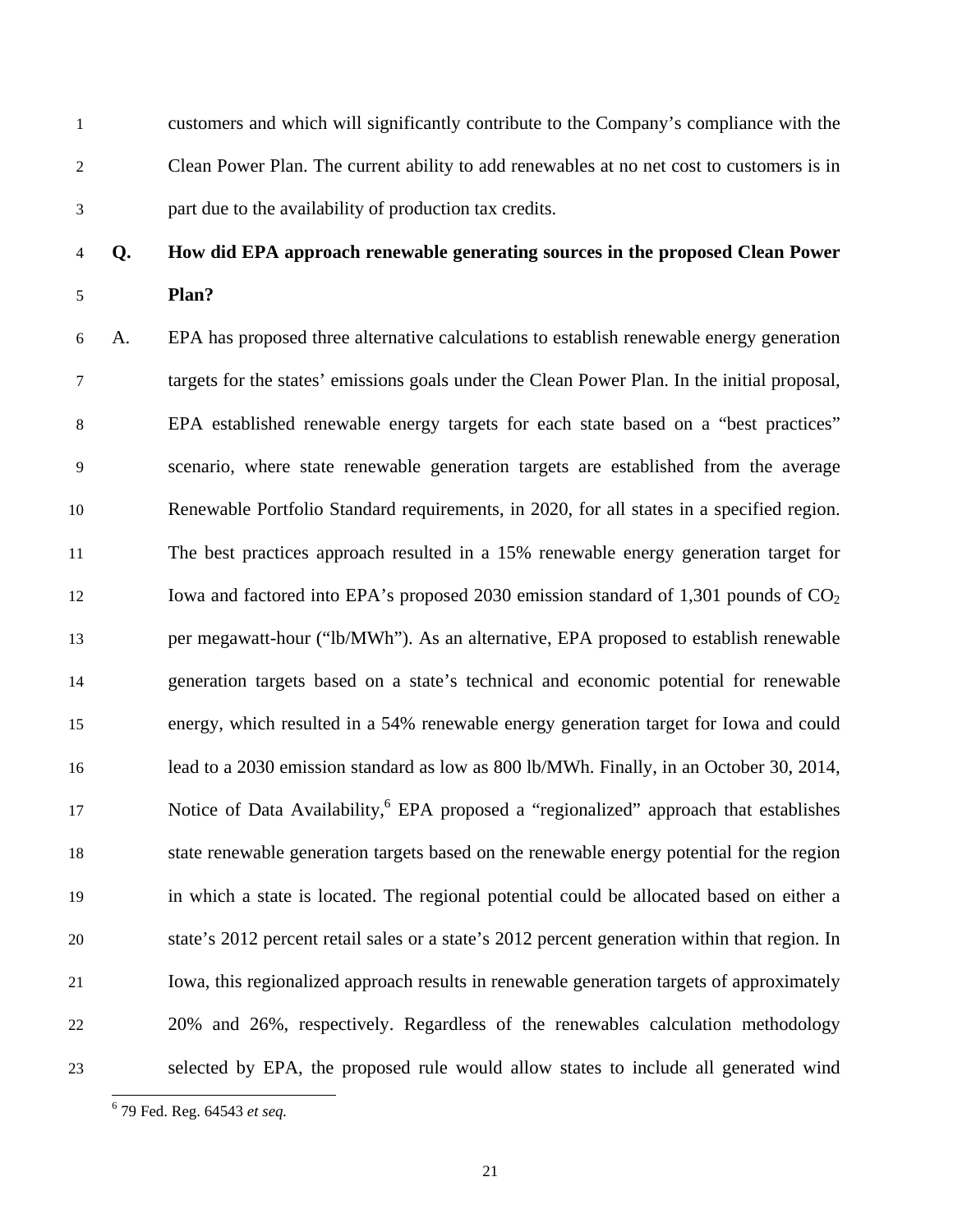customers and which will significantly contribute to the Company's compliance with the Clean Power Plan. The current ability to add renewables at no net cost to customers is in part due to the availability of production tax credits.

**Q. How did EPA approach renewable generating sources in the proposed Clean Power Plan?**

A. EPA has proposed three alternative calculations to establish renewable energy generation targets for the states' emissions goals under the Clean Power Plan. In the initial proposal, EPA established renewable energy targets for each state based on a "best practices" scenario, where state renewable generation targets are established from the average Renewable Portfolio Standard requirements, in 2020, for all states in a specified region. The best practices approach resulted in a 15% renewable energy generation target for Iowa and factored into EPA's proposed 2030 emission standard of 1,301 pounds of $CO_2$ per megawatt-hour ("lb/MWh"). As an alternative, EPA proposed to establish renewable generation targets based on a state's technical and economic potential for renewable energy, which resulted in a 54% renewable energy generation target for Iowa and could lead to a 2030 emission standard as low as 800 lb/MWh. Finally, in an October 30, 2014, Notice of Data Availability,[6] EPA proposed a "regionalized" approach that establishes state renewable generation targets based on the renewable energy potential for the region in which a state is located. The regional potential could be allocated based on either a state's 2012 percent retail sales or a state's 2012 percent generation within that region. In Iowa, this regionalized approach results in renewable generation targets of approximately 20% and 26%, respectively. Regardless of the renewables calculation methodology selected by EPA, the proposed rule would allow states to include all generated wind

[6] 79 Fed. Reg. 64543 *et seq.*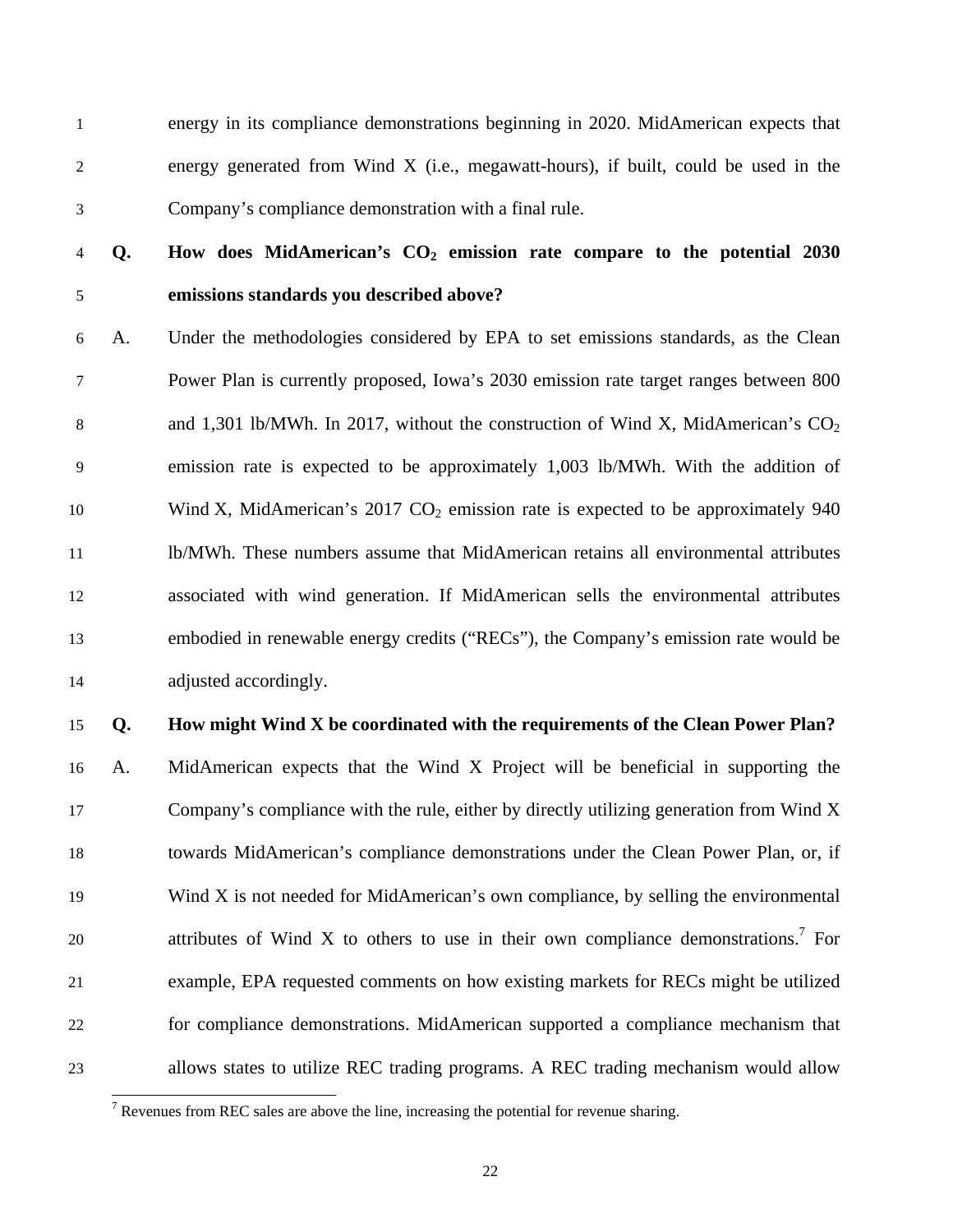energy in its compliance demonstrations beginning in 2020. MidAmerican expects that energy generated from Wind X (i.e., megawatt-hours), if built, could be used in the Company's compliance demonstration with a final rule.

**Q. How does MidAmerican's $CO_2$ emission rate compare to the potential 2030 emissions standards you described above?**

A. Under the methodologies considered by EPA to set emissions standards, as the Clean Power Plan is currently proposed, Iowa's 2030 emission rate target ranges between 800 and 1,301 lb/MWh. In 2017, without the construction of Wind X, MidAmerican's $CO_2$ emission rate is expected to be approximately 1,003 lb/MWh. With the addition of Wind X, MidAmerican's 2017 $CO_2$ emission rate is expected to be approximately 940 lb/MWh. These numbers assume that MidAmerican retains all environmental attributes associated with wind generation. If MidAmerican sells the environmental attributes embodied in renewable energy credits ("RECs"), the Company's emission rate would be adjusted accordingly.

**Q. How might Wind X be coordinated with the requirements of the Clean Power Plan?**

A. MidAmerican expects that the Wind X Project will be beneficial in supporting the Company's compliance with the rule, either by directly utilizing generation from Wind X towards MidAmerican's compliance demonstrations under the Clean Power Plan, or, if Wind X is not needed for MidAmerican's own compliance, by selling the environmental attributes of Wind X to others to use in their own compliance demonstrations.[7] For example, EPA requested comments on how existing markets for RECs might be utilized for compliance demonstrations. MidAmerican supported a compliance mechanism that allows states to utilize REC trading programs. A REC trading mechanism would allow

[7] Revenues from REC sales are above the line, increasing the potential for revenue sharing.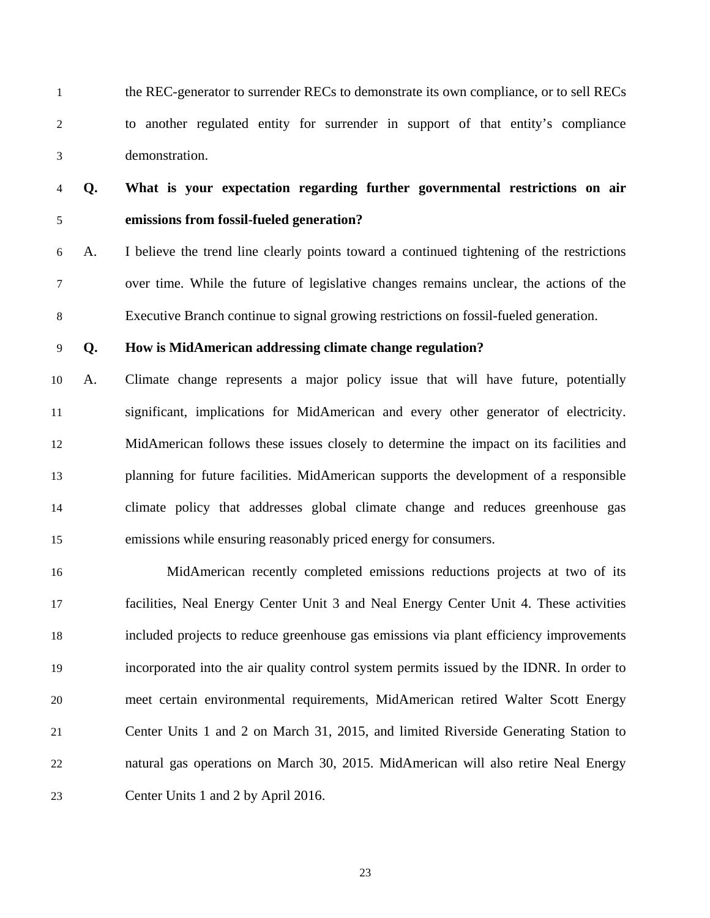the REC-generator to surrender RECs to demonstrate its own compliance, or to sell RECs to another regulated entity for surrender in support of that entity's compliance demonstration.

**Q. What is your expectation regarding further governmental restrictions on air emissions from fossil-fueled generation?**

A. I believe the trend line clearly points toward a continued tightening of the restrictions over time. While the future of legislative changes remains unclear, the actions of the Executive Branch continue to signal growing restrictions on fossil-fueled generation.

**Q. How is MidAmerican addressing climate change regulation?**

A. Climate change represents a major policy issue that will have future, potentially significant, implications for MidAmerican and every other generator of electricity. MidAmerican follows these issues closely to determine the impact on its facilities and planning for future facilities. MidAmerican supports the development of a responsible climate policy that addresses global climate change and reduces greenhouse gas emissions while ensuring reasonably priced energy for consumers.

MidAmerican recently completed emissions reductions projects at two of its facilities, Neal Energy Center Unit 3 and Neal Energy Center Unit 4. These activities included projects to reduce greenhouse gas emissions via plant efficiency improvements incorporated into the air quality control system permits issued by the IDNR. In order to meet certain environmental requirements, MidAmerican retired Walter Scott Energy Center Units 1 and 2 on March 31, 2015, and limited Riverside Generating Station to natural gas operations on March 30, 2015. MidAmerican will also retire Neal Energy Center Units 1 and 2 by April 2016.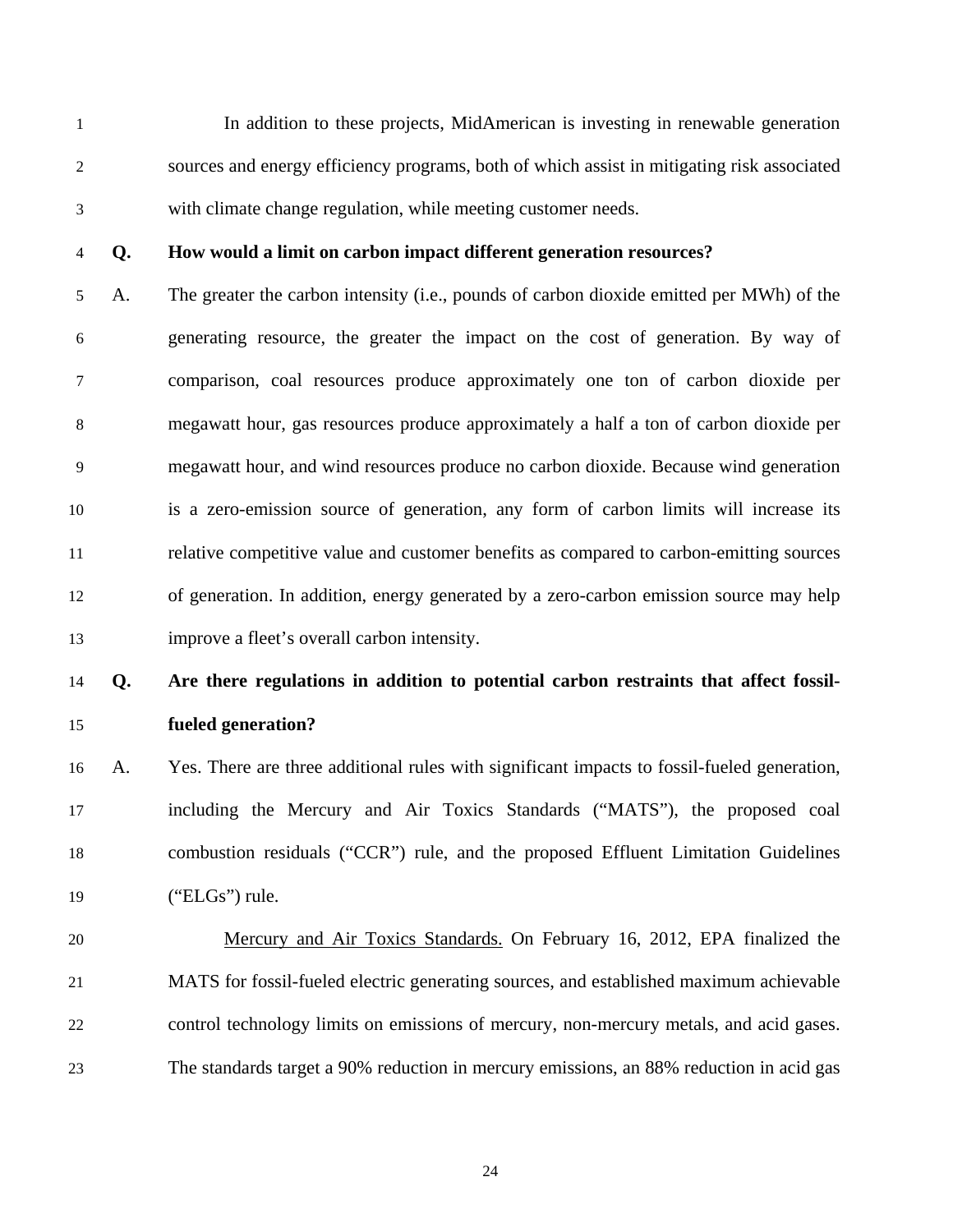In addition to these projects, MidAmerican is investing in renewable generation sources and energy efficiency programs, both of which assist in mitigating risk associated with climate change regulation, while meeting customer needs.

**Q. How would a limit on carbon impact different generation resources?**

A. The greater the carbon intensity (i.e., pounds of carbon dioxide emitted per MWh) of the generating resource, the greater the impact on the cost of generation. By way of comparison, coal resources produce approximately one ton of carbon dioxide per megawatt hour, gas resources produce approximately a half a ton of carbon dioxide per megawatt hour, and wind resources produce no carbon dioxide. Because wind generation is a zero-emission source of generation, any form of carbon limits will increase its relative competitive value and customer benefits as compared to carbon-emitting sources of generation. In addition, energy generated by a zero-carbon emission source may help improve a fleet's overall carbon intensity.

**Q. Are there regulations in addition to potential carbon restraints that affect fossil-fueled generation?**

A. Yes. There are three additional rules with significant impacts to fossil-fueled generation, including the Mercury and Air Toxics Standards ("MATS"), the proposed coal combustion residuals ("CCR") rule, and the proposed Effluent Limitation Guidelines ("ELGs") rule.

Mercury and Air Toxics Standards. On February 16, 2012, EPA finalized the MATS for fossil-fueled electric generating sources, and established maximum achievable control technology limits on emissions of mercury, non-mercury metals, and acid gases. The standards target a 90% reduction in mercury emissions, an 88% reduction in acid gas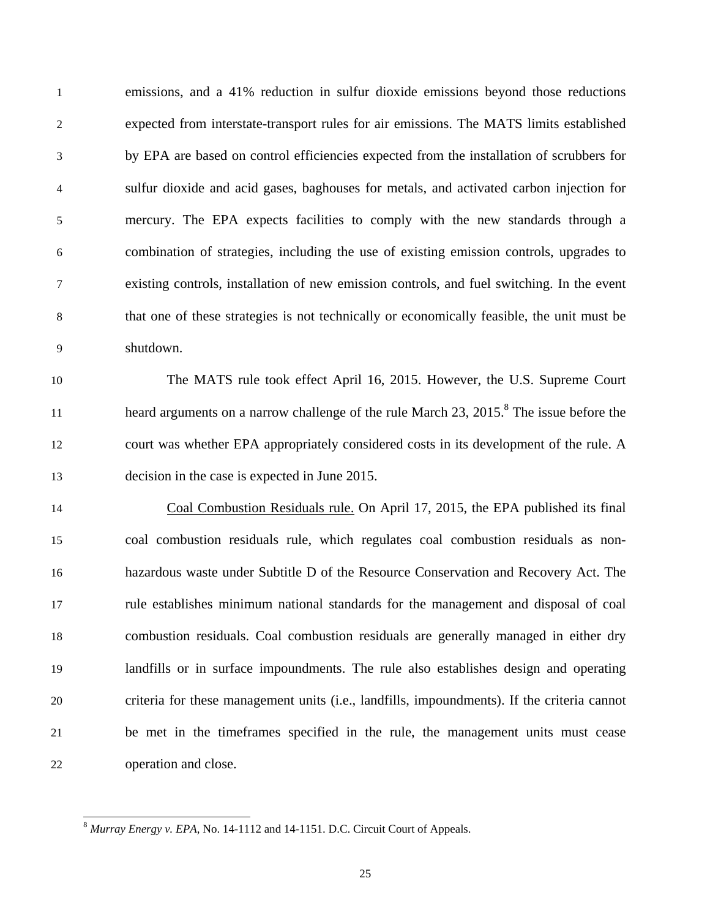emissions, and a 41% reduction in sulfur dioxide emissions beyond those reductions expected from interstate-transport rules for air emissions. The MATS limits established by EPA are based on control efficiencies expected from the installation of scrubbers for sulfur dioxide and acid gases, baghouses for metals, and activated carbon injection for mercury. The EPA expects facilities to comply with the new standards through a combination of strategies, including the use of existing emission controls, upgrades to existing controls, installation of new emission controls, and fuel switching. In the event that one of these strategies is not technically or economically feasible, the unit must be shutdown.

The MATS rule took effect April 16, 2015. However, the U.S. Supreme Court heard arguments on a narrow challenge of the rule March 23, 2015.[8] The issue before the court was whether EPA appropriately considered costs in its development of the rule. A decision in the case is expected in June 2015.

Coal Combustion Residuals rule. On April 17, 2015, the EPA published its final coal combustion residuals rule, which regulates coal combustion residuals as non-hazardous waste under Subtitle D of the Resource Conservation and Recovery Act. The rule establishes minimum national standards for the management and disposal of coal combustion residuals. Coal combustion residuals are generally managed in either dry landfills or in surface impoundments. The rule also establishes design and operating criteria for these management units (i.e., landfills, impoundments). If the criteria cannot be met in the timeframes specified in the rule, the management units must cease operation and close.

---

[8] *Murray Energy v. EPA*, No. 14-1112 and 14-1151. D.C. Circuit Court of Appeals.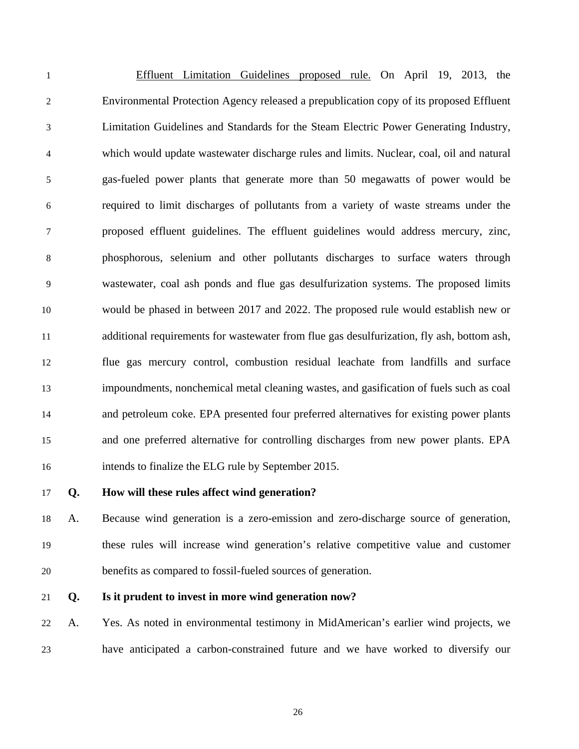Effluent Limitation Guidelines proposed rule. On April 19, 2013, the Environmental Protection Agency released a prepublication copy of its proposed Effluent Limitation Guidelines and Standards for the Steam Electric Power Generating Industry, which would update wastewater discharge rules and limits. Nuclear, coal, oil and natural gas-fueled power plants that generate more than 50 megawatts of power would be required to limit discharges of pollutants from a variety of waste streams under the proposed effluent guidelines. The effluent guidelines would address mercury, zinc, phosphorous, selenium and other pollutants discharges to surface waters through wastewater, coal ash ponds and flue gas desulfurization systems. The proposed limits would be phased in between 2017 and 2022. The proposed rule would establish new or additional requirements for wastewater from flue gas desulfurization, fly ash, bottom ash, flue gas mercury control, combustion residual leachate from landfills and surface impoundments, nonchemical metal cleaning wastes, and gasification of fuels such as coal and petroleum coke. EPA presented four preferred alternatives for existing power plants and one preferred alternative for controlling discharges from new power plants. EPA intends to finalize the ELG rule by September 2015.

**Q. How will these rules affect wind generation?**

A. Because wind generation is a zero-emission and zero-discharge source of generation, these rules will increase wind generation's relative competitive value and customer benefits as compared to fossil-fueled sources of generation.

**Q. Is it prudent to invest in more wind generation now?**

A. Yes. As noted in environmental testimony in MidAmerican's earlier wind projects, we have anticipated a carbon-constrained future and we have worked to diversify our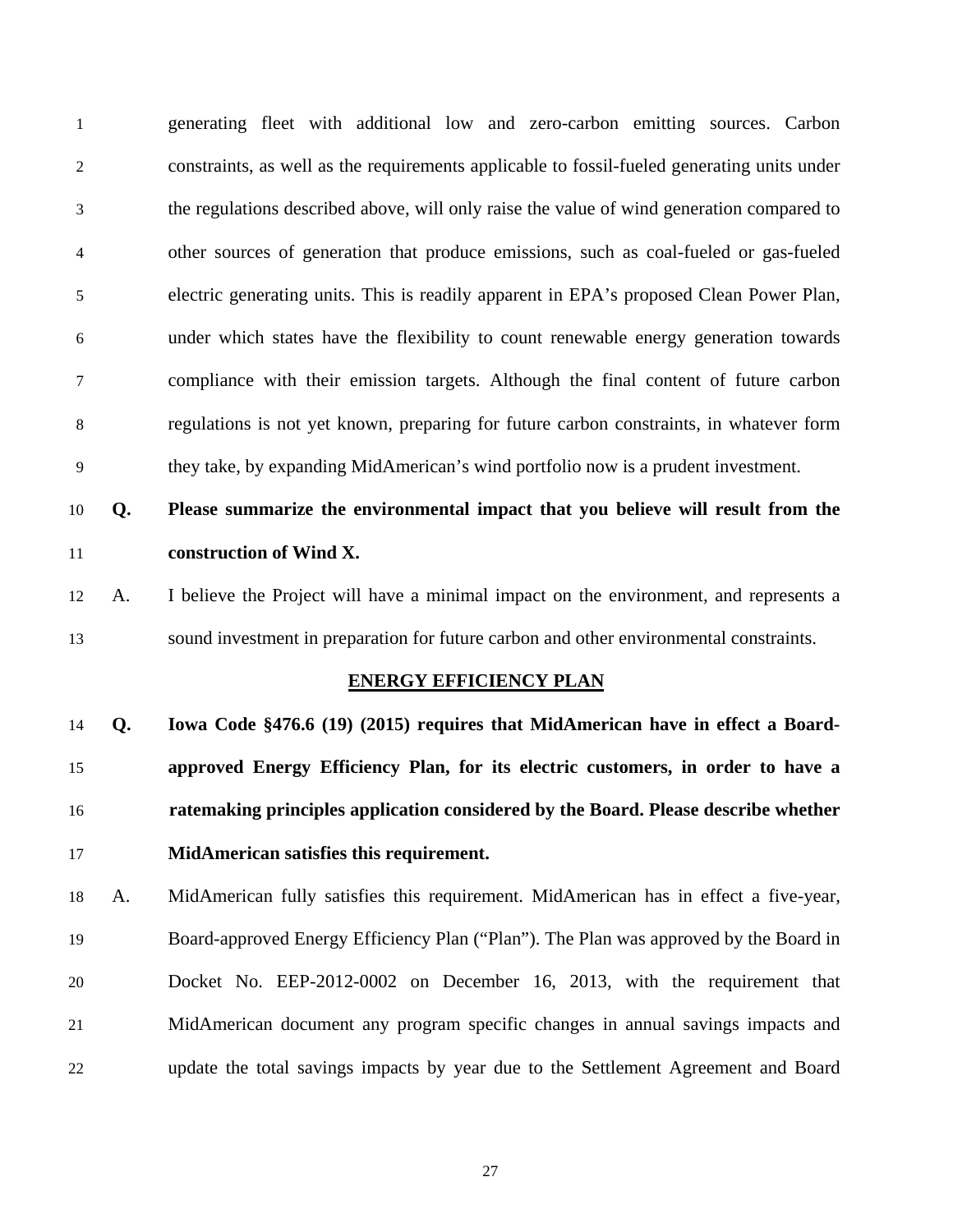generating fleet with additional low and zero-carbon emitting sources. Carbon constraints, as well as the requirements applicable to fossil-fueled generating units under the regulations described above, will only raise the value of wind generation compared to other sources of generation that produce emissions, such as coal-fueled or gas-fueled electric generating units. This is readily apparent in EPA's proposed Clean Power Plan, under which states have the flexibility to count renewable energy generation towards compliance with their emission targets. Although the final content of future carbon regulations is not yet known, preparing for future carbon constraints, in whatever form they take, by expanding MidAmerican's wind portfolio now is a prudent investment.

**Q. Please summarize the environmental impact that you believe will result from the construction of Wind X.**

A. I believe the Project will have a minimal impact on the environment, and represents a sound investment in preparation for future carbon and other environmental constraints.

## ENERGY EFFICIENCY PLAN

**Q. Iowa Code §476.6 (19) (2015) requires that MidAmerican have in effect a Board-approved Energy Efficiency Plan, for its electric customers, in order to have a ratemaking principles application considered by the Board. Please describe whether MidAmerican satisfies this requirement.**

A. MidAmerican fully satisfies this requirement. MidAmerican has in effect a five-year, Board-approved Energy Efficiency Plan ("Plan"). The Plan was approved by the Board in Docket No. EEP-2012-0002 on December 16, 2013, with the requirement that MidAmerican document any program specific changes in annual savings impacts and update the total savings impacts by year due to the Settlement Agreement and Board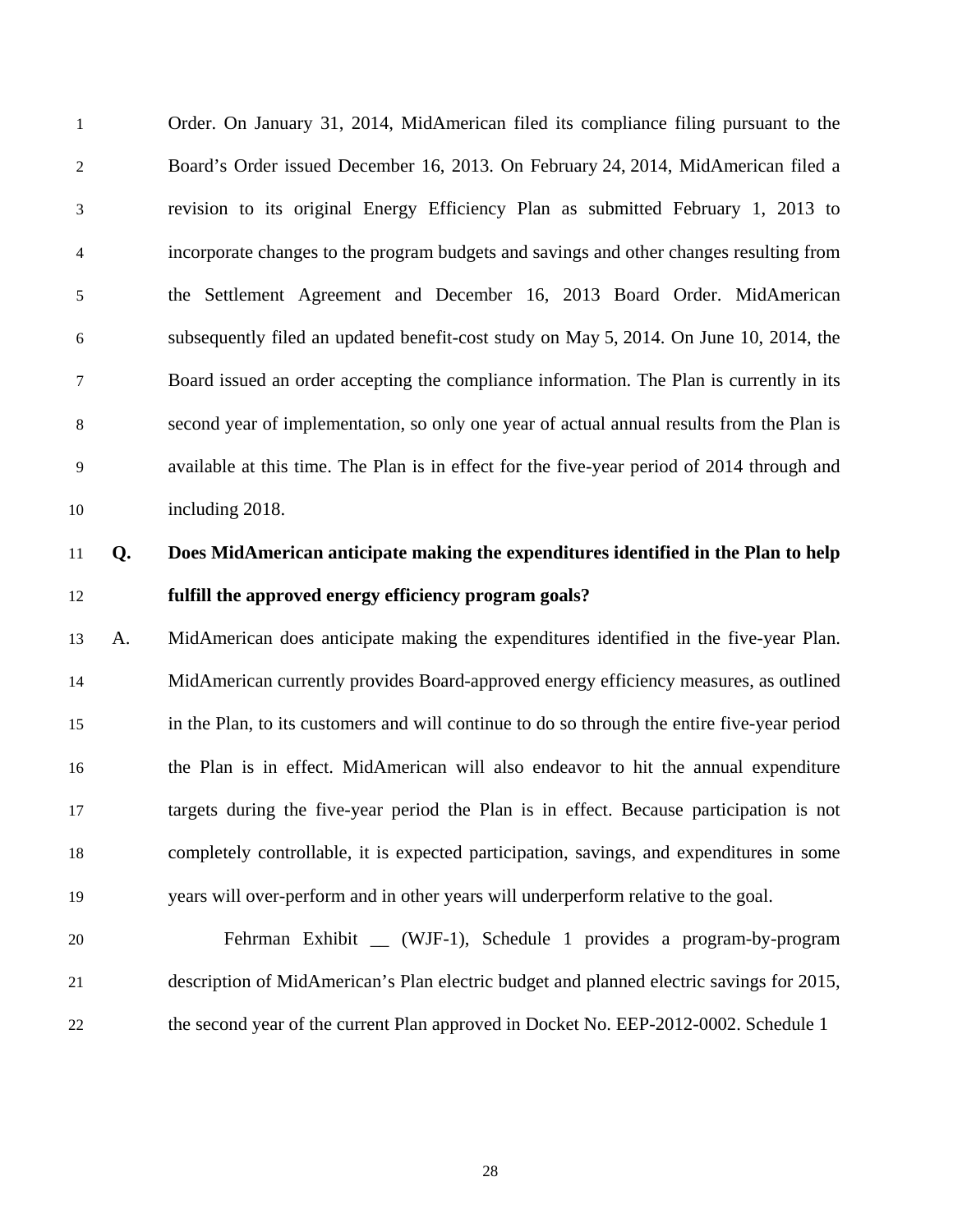Order. On January 31, 2014, MidAmerican filed its compliance filing pursuant to the Board's Order issued December 16, 2013. On February 24, 2014, MidAmerican filed a revision to its original Energy Efficiency Plan as submitted February 1, 2013 to incorporate changes to the program budgets and savings and other changes resulting from the Settlement Agreement and December 16, 2013 Board Order. MidAmerican subsequently filed an updated benefit-cost study on May 5, 2014. On June 10, 2014, the Board issued an order accepting the compliance information. The Plan is currently in its second year of implementation, so only one year of actual annual results from the Plan is available at this time. The Plan is in effect for the five-year period of 2014 through and including 2018.

**Q. Does MidAmerican anticipate making the expenditures identified in the Plan to help fulfill the approved energy efficiency program goals?**

A. MidAmerican does anticipate making the expenditures identified in the five-year Plan. MidAmerican currently provides Board-approved energy efficiency measures, as outlined in the Plan, to its customers and will continue to do so through the entire five-year period the Plan is in effect. MidAmerican will also endeavor to hit the annual expenditure targets during the five-year period the Plan is in effect. Because participation is not completely controllable, it is expected participation, savings, and expenditures in some years will over-perform and in other years will underperform relative to the goal.

Fehrman Exhibit __ (WJF-1), Schedule 1 provides a program-by-program description of MidAmerican's Plan electric budget and planned electric savings for 2015, the second year of the current Plan approved in Docket No. EEP-2012-0002. Schedule 1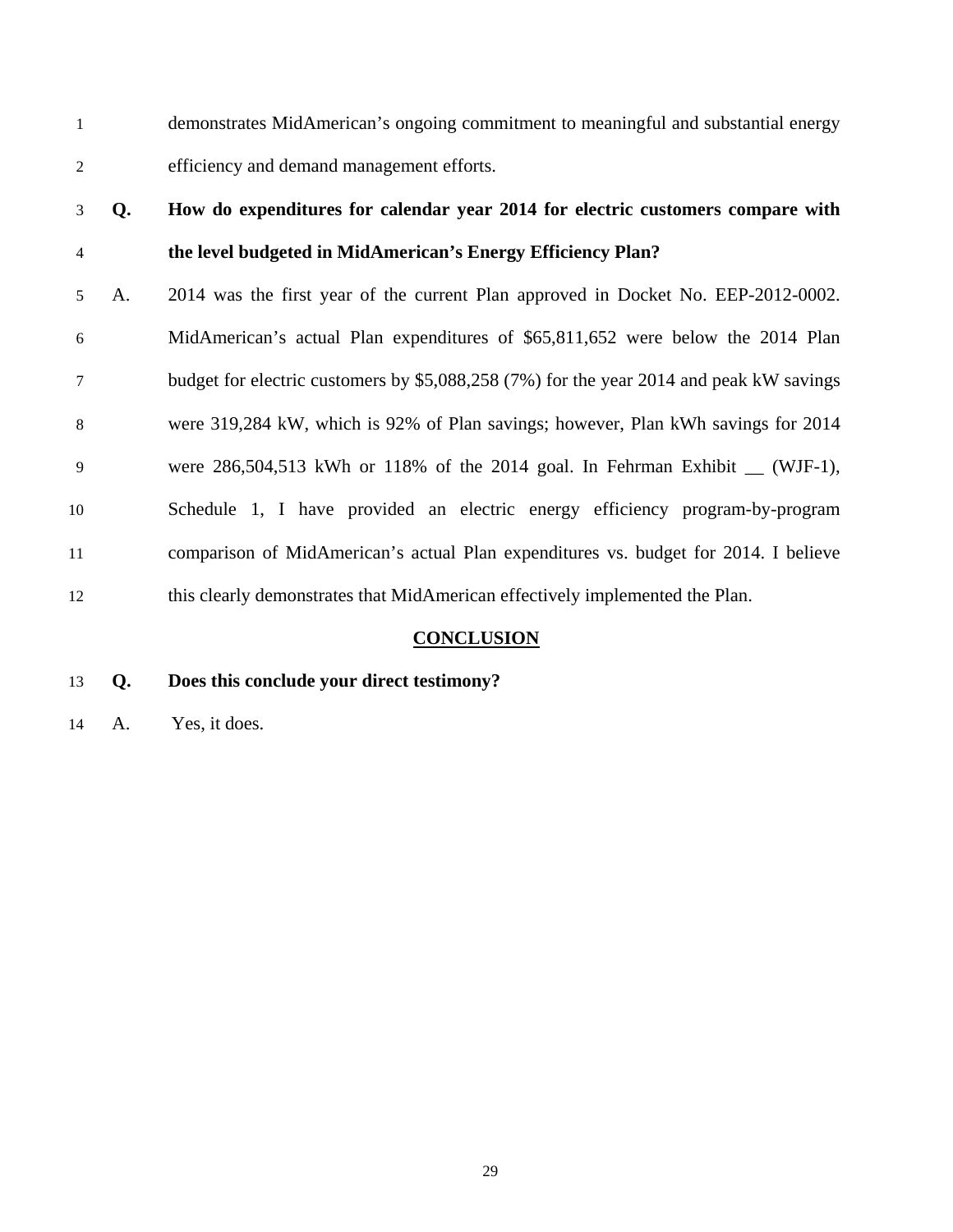demonstrates MidAmerican's ongoing commitment to meaningful and substantial energy efficiency and demand management efforts.

**Q. How do expenditures for calendar year 2014 for electric customers compare with the level budgeted in MidAmerican's Energy Efficiency Plan?**

A. 2014 was the first year of the current Plan approved in Docket No. EEP-2012-0002. MidAmerican's actual Plan expenditures of $65,811,652 were below the 2014 Plan budget for electric customers by $5,088,258 (7%) for the year 2014 and peak kW savings were 319,284 kW, which is 92% of Plan savings; however, Plan kWh savings for 2014 were 286,504,513 kWh or 118% of the 2014 goal. In Fehrman Exhibit __ (WJF-1), Schedule 1, I have provided an electric energy efficiency program-by-program comparison of MidAmerican's actual Plan expenditures vs. budget for 2014. I believe this clearly demonstrates that MidAmerican effectively implemented the Plan.

## CONCLUSION

**Q. Does this conclude your direct testimony?**

A. Yes, it does.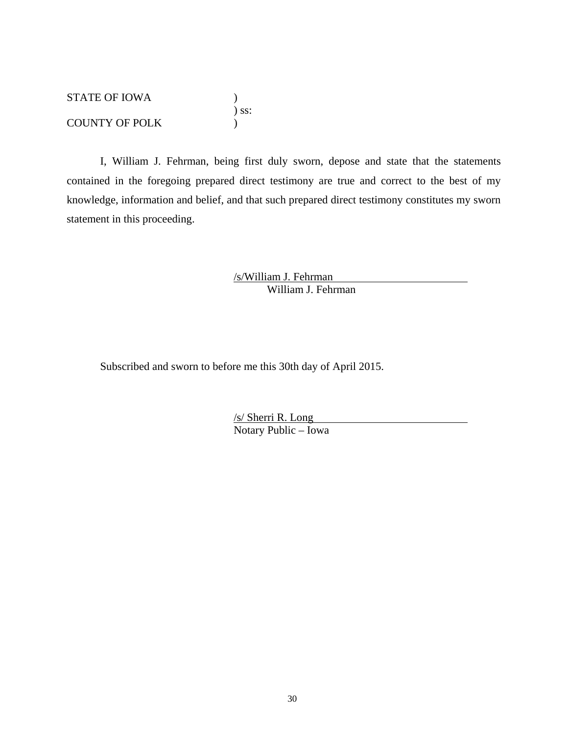STATE OF IOWA )
) ss:
COUNTY OF POLK )

I, William J. Fehrman, being first duly sworn, depose and state that the statements contained in the foregoing prepared direct testimony are true and correct to the best of my knowledge, information and belief, and that such prepared direct testimony constitutes my sworn statement in this proceeding.

/s/William J. Fehrman
William J. Fehrman

Subscribed and sworn to before me this 30th day of April 2015.

/s/ Sherri R. Long
Notary Public – Iowa